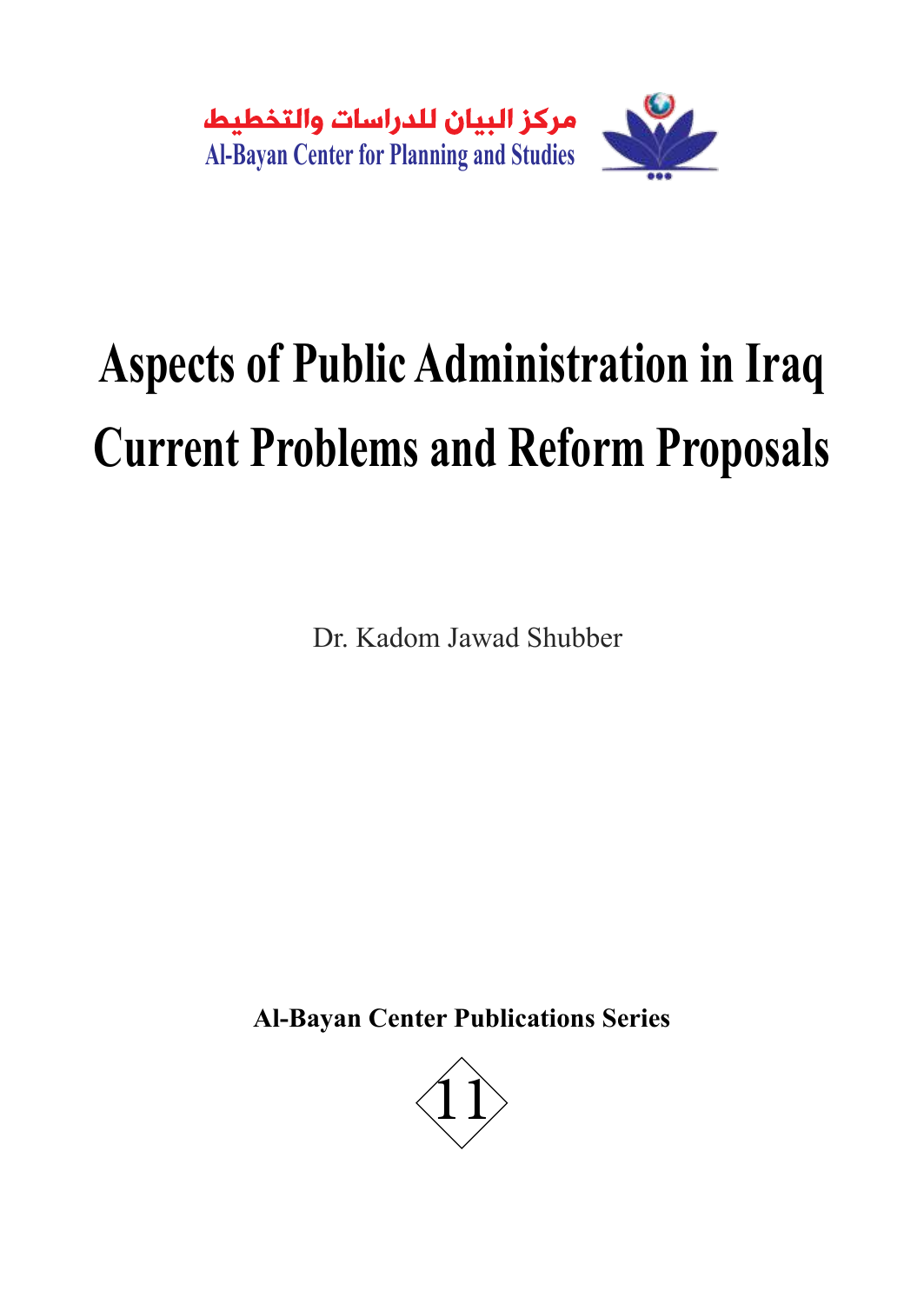مركز البيان للدراسات والتخطيط

Al-Bayan Center for Planning and Studies

# Aspects of Public Administration in Iraq
# Current Problems and Reform Proposals

Dr. Kadom Jawad Shubber

**Al-Bayan Center Publications Series**

11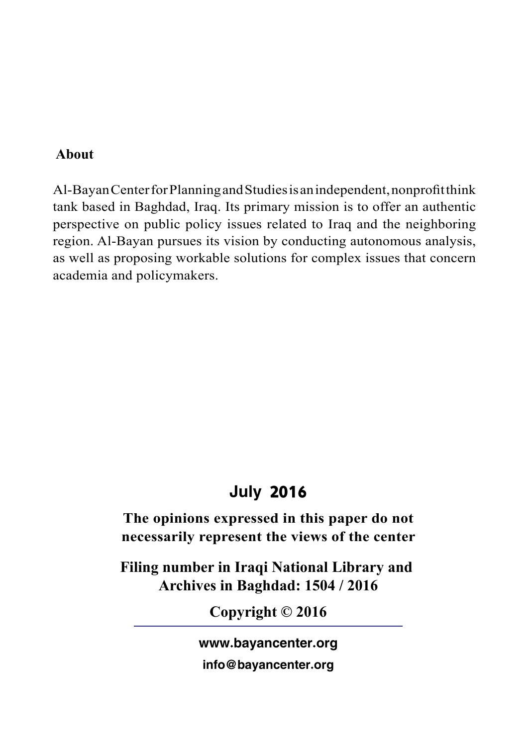**About**

Al-Bayan Center for Planning and Studies is an independent, nonprofit think tank based in Baghdad, Iraq. Its primary mission is to offer an authentic perspective on public policy issues related to Iraq and the neighboring region. Al-Bayan pursues its vision by conducting autonomous analysis, as well as proposing workable solutions for complex issues that concern academia and policymakers.

**July 2016**

**The opinions expressed in this paper do not necessarily represent the views of the center**

**Filing number in Iraqi National Library and Archives in Baghdad: 1504 / 2016**

**Copyright © 2016**

**www.bayancenter.org**

**info@bayancenter.org**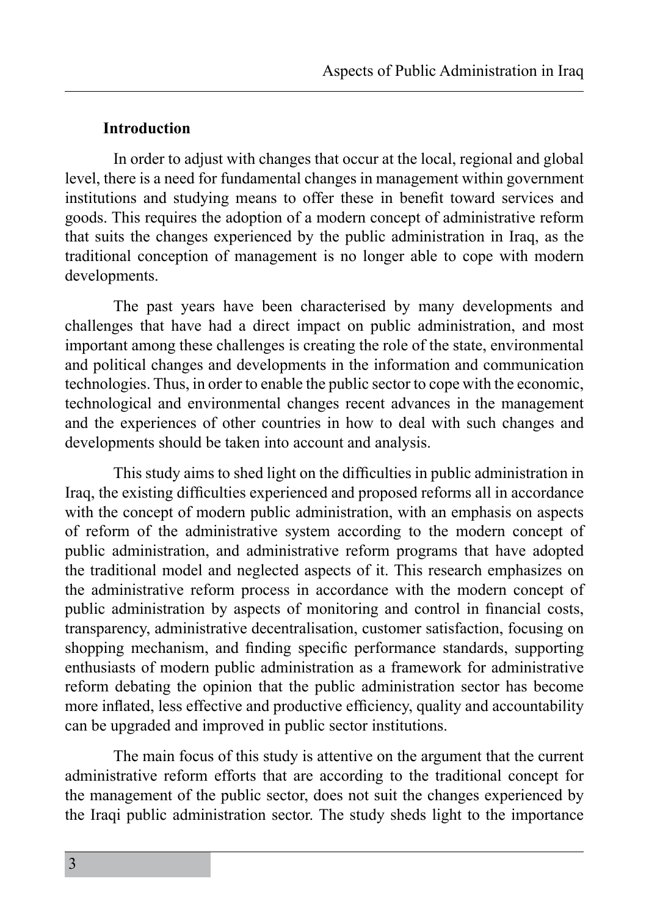## Introduction

In order to adjust with changes that occur at the local, regional and global level, there is a need for fundamental changes in management within government institutions and studying means to offer these in benefit toward services and goods. This requires the adoption of a modern concept of administrative reform that suits the changes experienced by the public administration in Iraq, as the traditional conception of management is no longer able to cope with modern developments.

The past years have been characterised by many developments and challenges that have had a direct impact on public administration, and most important among these challenges is creating the role of the state, environmental and political changes and developments in the information and communication technologies. Thus, in order to enable the public sector to cope with the economic, technological and environmental changes recent advances in the management and the experiences of other countries in how to deal with such changes and developments should be taken into account and analysis.

This study aims to shed light on the difficulties in public administration in Iraq, the existing difficulties experienced and proposed reforms all in accordance with the concept of modern public administration, with an emphasis on aspects of reform of the administrative system according to the modern concept of public administration, and administrative reform programs that have adopted the traditional model and neglected aspects of it. This research emphasizes on the administrative reform process in accordance with the modern concept of public administration by aspects of monitoring and control in financial costs, transparency, administrative decentralisation, customer satisfaction, focusing on shopping mechanism, and finding specific performance standards, supporting enthusiasts of modern public administration as a framework for administrative reform debating the opinion that the public administration sector has become more inflated, less effective and productive efficiency, quality and accountability can be upgraded and improved in public sector institutions.

The main focus of this study is attentive on the argument that the current administrative reform efforts that are according to the traditional concept for the management of the public sector, does not suit the changes experienced by the Iraqi public administration sector. The study sheds light to the importance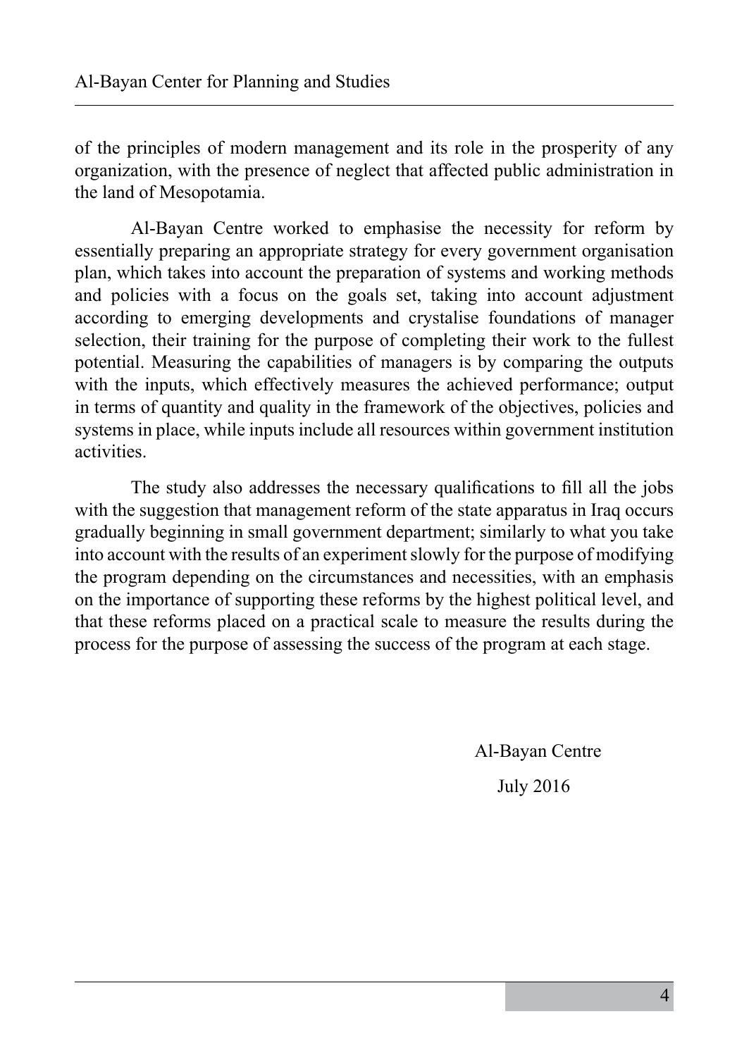of the principles of modern management and its role in the prosperity of any organization, with the presence of neglect that affected public administration in the land of Mesopotamia.

Al-Bayan Centre worked to emphasise the necessity for reform by essentially preparing an appropriate strategy for every government organisation plan, which takes into account the preparation of systems and working methods and policies with a focus on the goals set, taking into account adjustment according to emerging developments and crystalise foundations of manager selection, their training for the purpose of completing their work to the fullest potential. Measuring the capabilities of managers is by comparing the outputs with the inputs, which effectively measures the achieved performance; output in terms of quantity and quality in the framework of the objectives, policies and systems in place, while inputs include all resources within government institution activities.

The study also addresses the necessary qualifications to fill all the jobs with the suggestion that management reform of the state apparatus in Iraq occurs gradually beginning in small government department; similarly to what you take into account with the results of an experiment slowly for the purpose of modifying the program depending on the circumstances and necessities, with an emphasis on the importance of supporting these reforms by the highest political level, and that these reforms placed on a practical scale to measure the results during the process for the purpose of assessing the success of the program at each stage.

Al-Bayan Centre

July 2016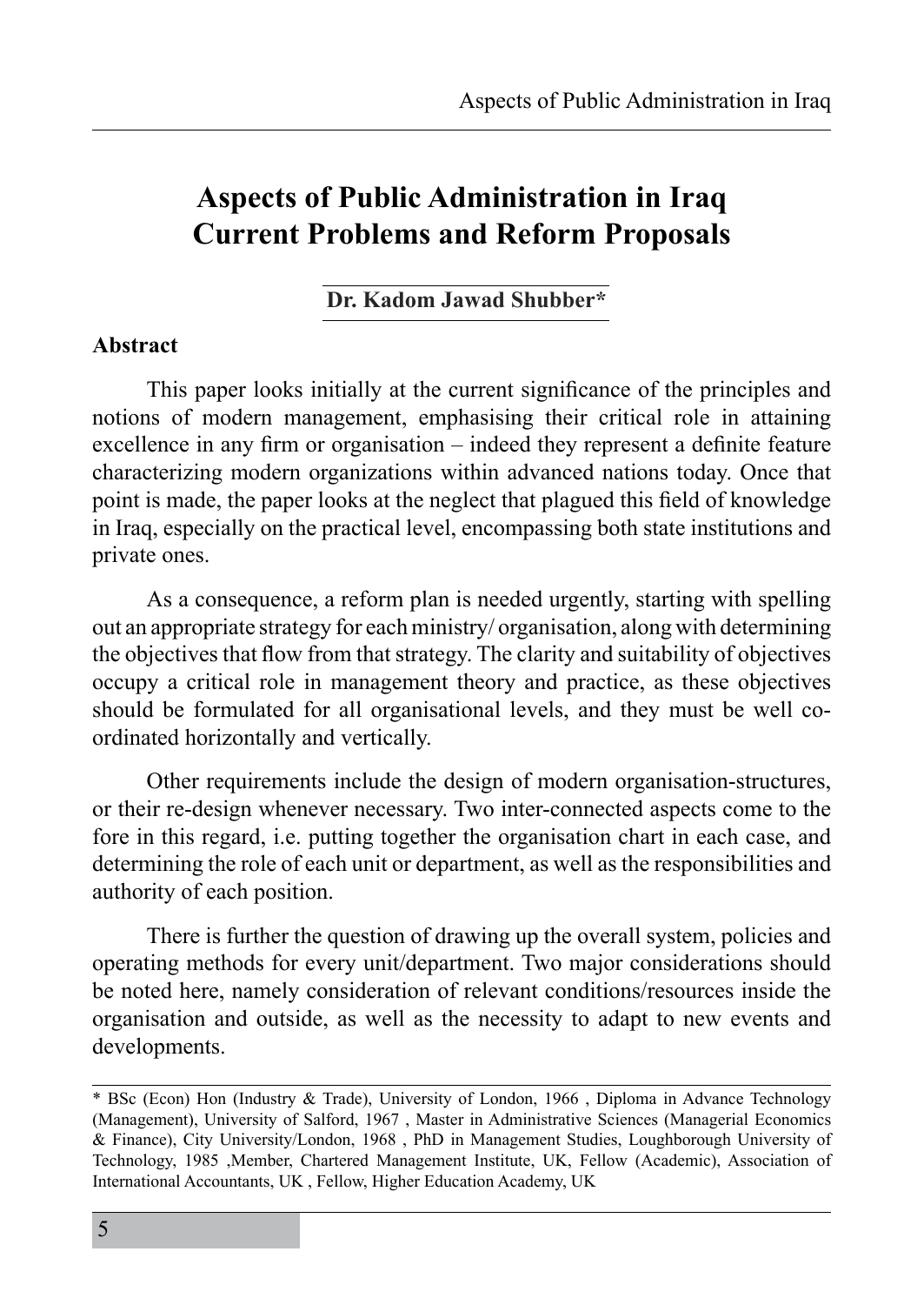// Aspects of Public Administration in Iraq
# Aspects of Public Administration in Iraq Current Problems and Reform Proposals

**Dr. Kadom Jawad Shubber***

**Abstract**

This paper looks initially at the current significance of the principles and notions of modern management, emphasising their critical role in attaining excellence in any firm or organisation – indeed they represent a definite feature characterizing modern organizations within advanced nations today. Once that point is made, the paper looks at the neglect that plagued this field of knowledge in Iraq, especially on the practical level, encompassing both state institutions and private ones.

As a consequence, a reform plan is needed urgently, starting with spelling out an appropriate strategy for each ministry/ organisation, along with determining the objectives that flow from that strategy. The clarity and suitability of objectives occupy a critical role in management theory and practice, as these objectives should be formulated for all organisational levels, and they must be well co-ordinated horizontally and vertically.

Other requirements include the design of modern organisation-structures, or their re-design whenever necessary. Two inter-connected aspects come to the fore in this regard, i.e. putting together the organisation chart in each case, and determining the role of each unit or department, as well as the responsibilities and authority of each position.

There is further the question of drawing up the overall system, policies and operating methods for every unit/department. Two major considerations should be noted here, namely consideration of relevant conditions/resources inside the organisation and outside, as well as the necessity to adapt to new events and developments.

---

* BSc (Econ) Hon (Industry & Trade), University of London, 1966 , Diploma in Advance Technology (Management), University of Salford, 1967 , Master in Administrative Sciences (Managerial Economics & Finance), City University/London, 1968 , PhD in Management Studies, Loughborough University of Technology, 1985 ,Member, Chartered Management Institute, UK, Fellow (Academic), Association of International Accountants, UK , Fellow, Higher Education Academy, UK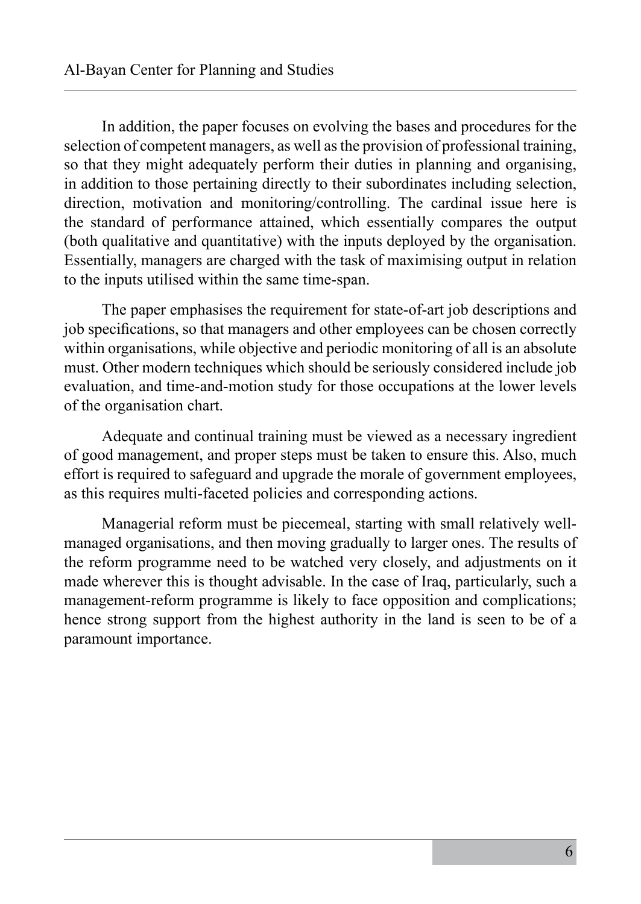In addition, the paper focuses on evolving the bases and procedures for the selection of competent managers, as well as the provision of professional training, so that they might adequately perform their duties in planning and organising, in addition to those pertaining directly to their subordinates including selection, direction, motivation and monitoring/controlling. The cardinal issue here is the standard of performance attained, which essentially compares the output (both qualitative and quantitative) with the inputs deployed by the organisation. Essentially, managers are charged with the task of maximising output in relation to the inputs utilised within the same time-span.

The paper emphasises the requirement for state-of-art job descriptions and job specifications, so that managers and other employees can be chosen correctly within organisations, while objective and periodic monitoring of all is an absolute must. Other modern techniques which should be seriously considered include job evaluation, and time-and-motion study for those occupations at the lower levels of the organisation chart.

Adequate and continual training must be viewed as a necessary ingredient of good management, and proper steps must be taken to ensure this. Also, much effort is required to safeguard and upgrade the morale of government employees, as this requires multi-faceted policies and corresponding actions.

Managerial reform must be piecemeal, starting with small relatively well-managed organisations, and then moving gradually to larger ones. The results of the reform programme need to be watched very closely, and adjustments on it made wherever this is thought advisable. In the case of Iraq, particularly, such a management-reform programme is likely to face opposition and complications; hence strong support from the highest authority in the land is seen to be of a paramount importance.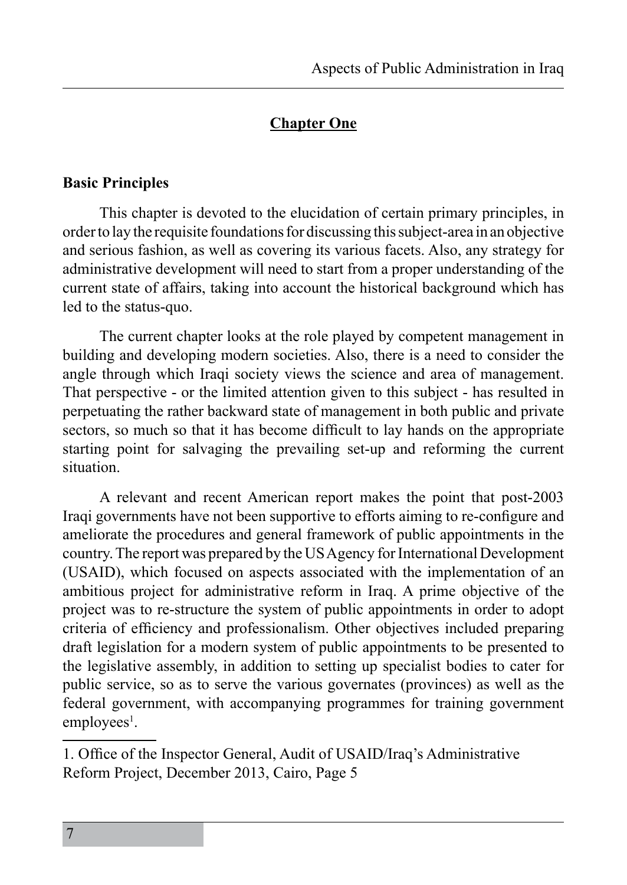## Chapter One

### Basic Principles

This chapter is devoted to the elucidation of certain primary principles, in order to lay the requisite foundations for discussing this subject-area in an objective and serious fashion, as well as covering its various facets. Also, any strategy for administrative development will need to start from a proper understanding of the current state of affairs, taking into account the historical background which has led to the status-quo.

The current chapter looks at the role played by competent management in building and developing modern societies. Also, there is a need to consider the angle through which Iraqi society views the science and area of management. That perspective - or the limited attention given to this subject - has resulted in perpetuating the rather backward state of management in both public and private sectors, so much so that it has become difficult to lay hands on the appropriate starting point for salvaging the prevailing set-up and reforming the current situation.

A relevant and recent American report makes the point that post-2003 Iraqi governments have not been supportive to efforts aiming to re-configure and ameliorate the procedures and general framework of public appointments in the country. The report was prepared by the US Agency for International Development (USAID), which focused on aspects associated with the implementation of an ambitious project for administrative reform in Iraq. A prime objective of the project was to re-structure the system of public appointments in order to adopt criteria of efficiency and professionalism. Other objectives included preparing draft legislation for a modern system of public appointments to be presented to the legislative assembly, in addition to setting up specialist bodies to cater for public service, so as to serve the various governates (provinces) as well as the federal government, with accompanying programmes for training government employees[1].

---

1. Office of the Inspector General, Audit of USAID/Iraq's Administrative Reform Project, December 2013, Cairo, Page 5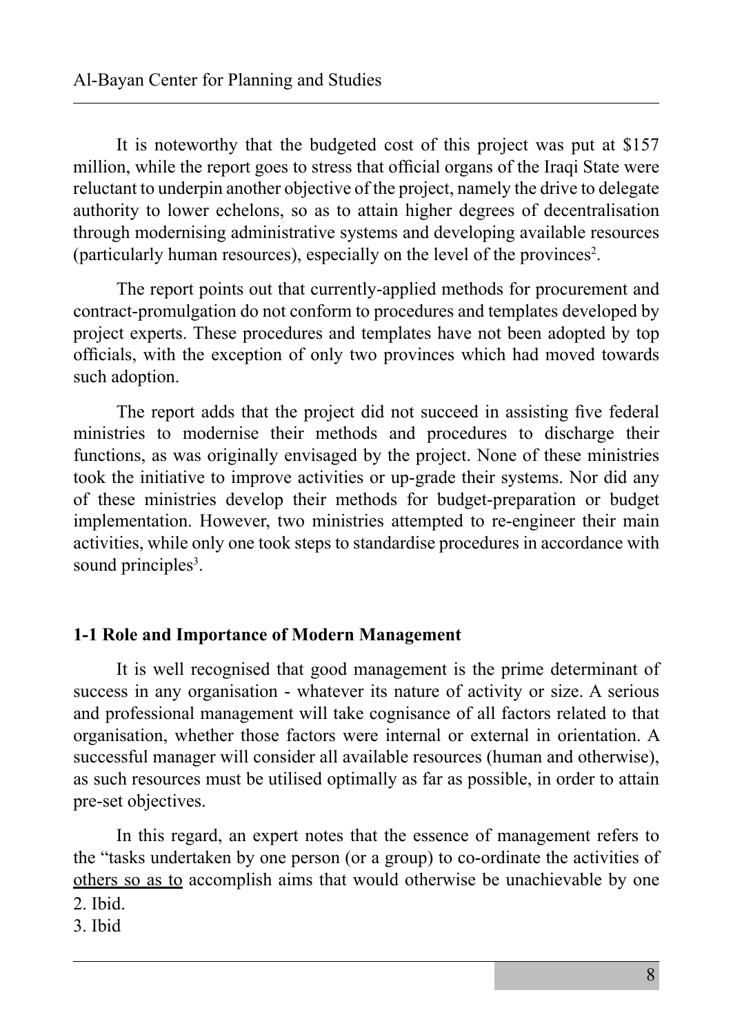It is noteworthy that the budgeted cost of this project was put at $157 million, while the report goes to stress that official organs of the Iraqi State were reluctant to underpin another objective of the project, namely the drive to delegate authority to lower echelons, so as to attain higher degrees of decentralisation through modernising administrative systems and developing available resources (particularly human resources), especially on the level of the provinces[2].

The report points out that currently-applied methods for procurement and contract-promulgation do not conform to procedures and templates developed by project experts. These procedures and templates have not been adopted by top officials, with the exception of only two provinces which had moved towards such adoption.

The report adds that the project did not succeed in assisting five federal ministries to modernise their methods and procedures to discharge their functions, as was originally envisaged by the project. None of these ministries took the initiative to improve activities or up-grade their systems. Nor did any of these ministries develop their methods for budget-preparation or budget implementation. However, two ministries attempted to re-engineer their main activities, while only one took steps to standardise procedures in accordance with sound principles[3].

### 1-1 Role and Importance of Modern Management

It is well recognised that good management is the prime determinant of success in any organisation - whatever its nature of activity or size. A serious and professional management will take cognisance of all factors related to that organisation, whether those factors were internal or external in orientation. A successful manager will consider all available resources (human and otherwise), as such resources must be utilised optimally as far as possible, in order to attain pre-set objectives.

In this regard, an expert notes that the essence of management refers to the "tasks undertaken by one person (or a group) to co-ordinate the activities of <u>others so as to</u> accomplish aims that would otherwise be unachievable by one

2. Ibid.
3. Ibid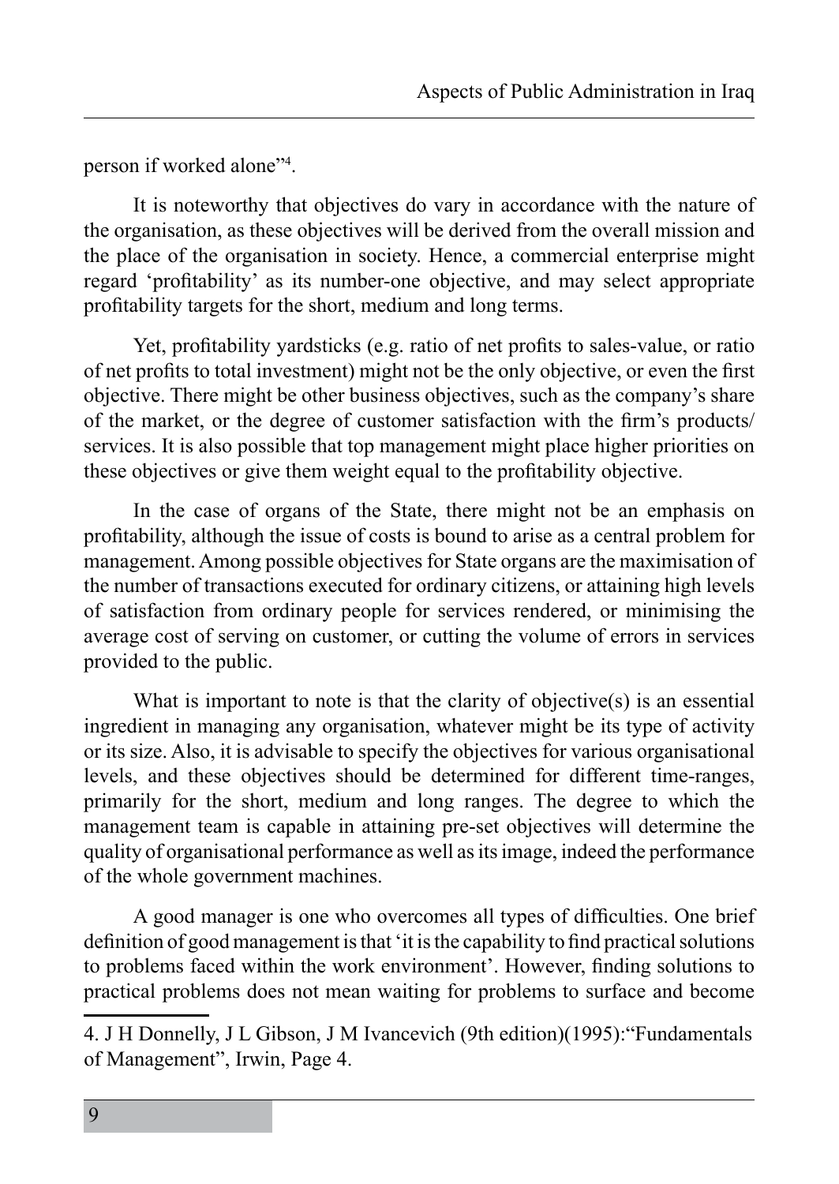person if worked alone"[4].

It is noteworthy that objectives do vary in accordance with the nature of the organisation, as these objectives will be derived from the overall mission and the place of the organisation in society. Hence, a commercial enterprise might regard 'profitability' as its number-one objective, and may select appropriate profitability targets for the short, medium and long terms.

Yet, profitability yardsticks (e.g. ratio of net profits to sales-value, or ratio of net profits to total investment) might not be the only objective, or even the first objective. There might be other business objectives, such as the company's share of the market, or the degree of customer satisfaction with the firm's products/services. It is also possible that top management might place higher priorities on these objectives or give them weight equal to the profitability objective.

In the case of organs of the State, there might not be an emphasis on profitability, although the issue of costs is bound to arise as a central problem for management. Among possible objectives for State organs are the maximisation of the number of transactions executed for ordinary citizens, or attaining high levels of satisfaction from ordinary people for services rendered, or minimising the average cost of serving on customer, or cutting the volume of errors in services provided to the public.

What is important to note is that the clarity of objective(s) is an essential ingredient in managing any organisation, whatever might be its type of activity or its size. Also, it is advisable to specify the objectives for various organisational levels, and these objectives should be determined for different time-ranges, primarily for the short, medium and long ranges. The degree to which the management team is capable in attaining pre-set objectives will determine the quality of organisational performance as well as its image, indeed the performance of the whole government machines.

A good manager is one who overcomes all types of difficulties. One brief definition of good management is that 'it is the capability to find practical solutions to problems faced within the work environment'. However, finding solutions to practical problems does not mean waiting for problems to surface and become

---

4. J H Donnelly, J L Gibson, J M Ivancevich (9th edition)(1995):"Fundamentals of Management", Irwin, Page 4.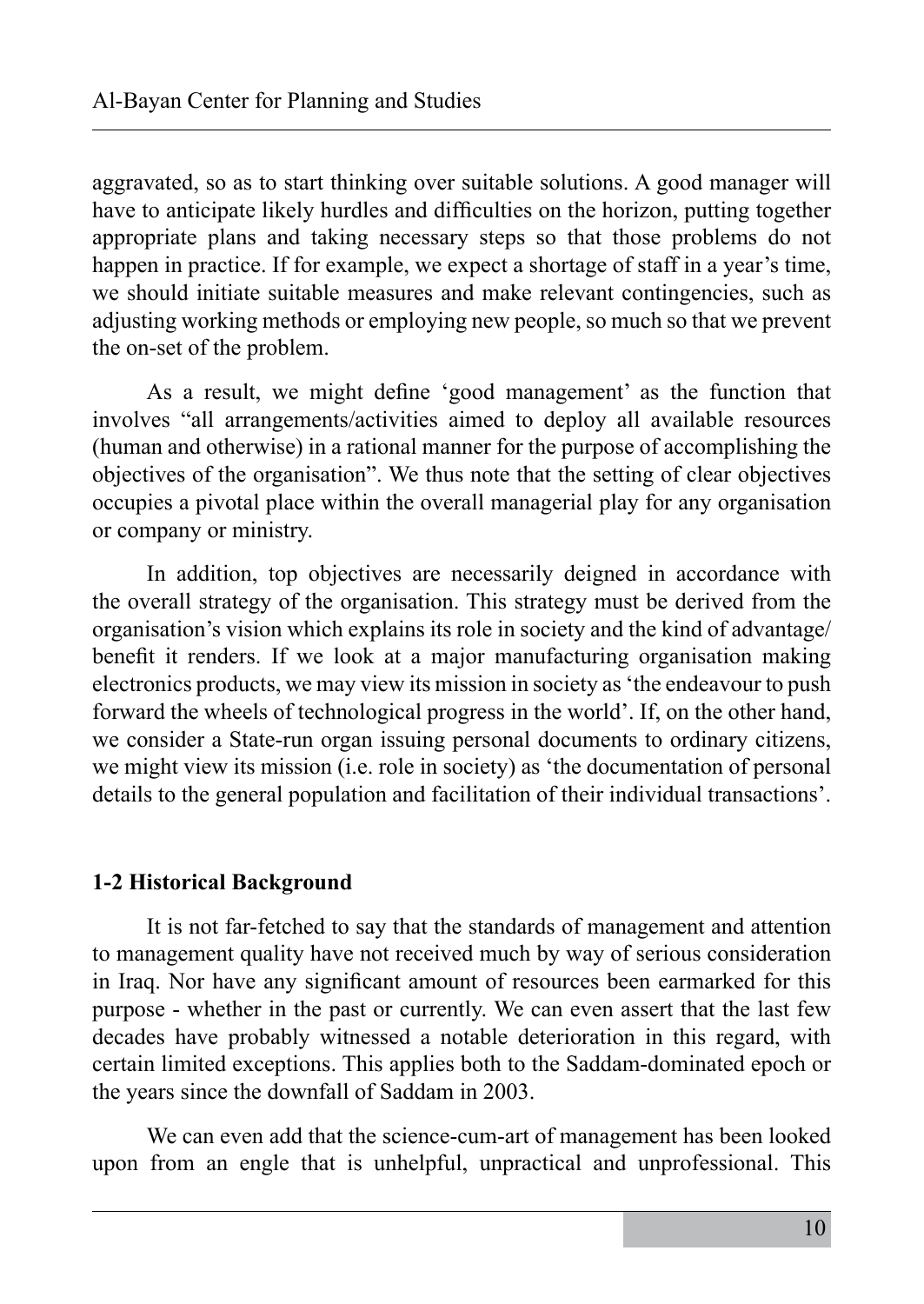aggravated, so as to start thinking over suitable solutions. A good manager will have to anticipate likely hurdles and difficulties on the horizon, putting together appropriate plans and taking necessary steps so that those problems do not happen in practice. If for example, we expect a shortage of staff in a year's time, we should initiate suitable measures and make relevant contingencies, such as adjusting working methods or employing new people, so much so that we prevent the on-set of the problem.

As a result, we might define 'good management' as the function that involves "all arrangements/activities aimed to deploy all available resources (human and otherwise) in a rational manner for the purpose of accomplishing the objectives of the organisation". We thus note that the setting of clear objectives occupies a pivotal place within the overall managerial play for any organisation or company or ministry.

In addition, top objectives are necessarily deigned in accordance with the overall strategy of the organisation. This strategy must be derived from the organisation's vision which explains its role in society and the kind of advantage/ benefit it renders. If we look at a major manufacturing organisation making electronics products, we may view its mission in society as 'the endeavour to push forward the wheels of technological progress in the world'. If, on the other hand, we consider a State-run organ issuing personal documents to ordinary citizens, we might view its mission (i.e. role in society) as 'the documentation of personal details to the general population and facilitation of their individual transactions'.

**1-2 Historical Background**

It is not far-fetched to say that the standards of management and attention to management quality have not received much by way of serious consideration in Iraq. Nor have any significant amount of resources been earmarked for this purpose - whether in the past or currently. We can even assert that the last few decades have probably witnessed a notable deterioration in this regard, with certain limited exceptions. This applies both to the Saddam-dominated epoch or the years since the downfall of Saddam in 2003.

We can even add that the science-cum-art of management has been looked upon from an engle that is unhelpful, unpractical and unprofessional. This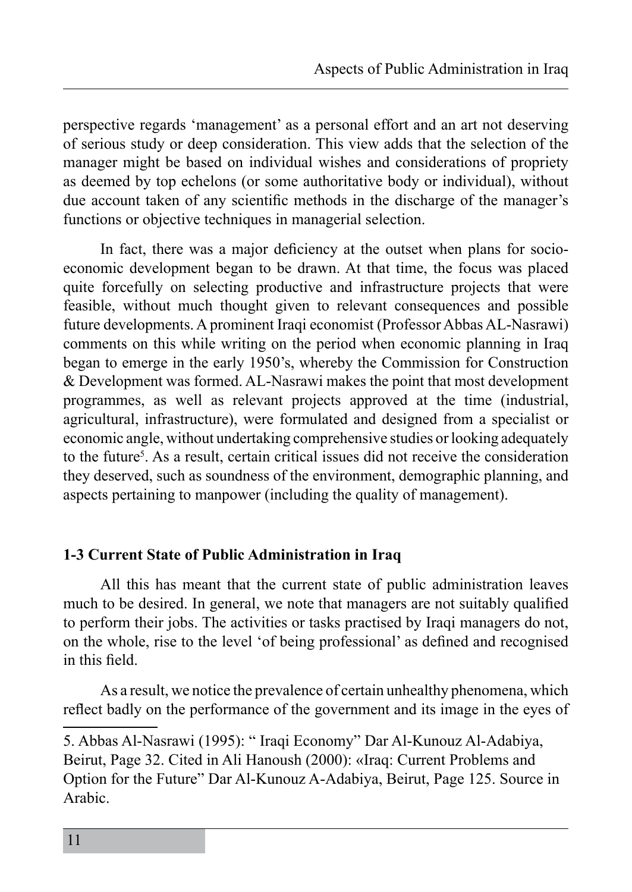perspective regards 'management' as a personal effort and an art not deserving of serious study or deep consideration. This view adds that the selection of the manager might be based on individual wishes and considerations of propriety as deemed by top echelons (or some authoritative body or individual), without due account taken of any scientific methods in the discharge of the manager's functions or objective techniques in managerial selection.

In fact, there was a major deficiency at the outset when plans for socio-economic development began to be drawn. At that time, the focus was placed quite forcefully on selecting productive and infrastructure projects that were feasible, without much thought given to relevant consequences and possible future developments. A prominent Iraqi economist (Professor Abbas AL-Nasrawi) comments on this while writing on the period when economic planning in Iraq began to emerge in the early 1950's, whereby the Commission for Construction & Development was formed. AL-Nasrawi makes the point that most development programmes, as well as relevant projects approved at the time (industrial, agricultural, infrastructure), were formulated and designed from a specialist or economic angle, without undertaking comprehensive studies or looking adequately to the future[5]. As a result, certain critical issues did not receive the consideration they deserved, such as soundness of the environment, demographic planning, and aspects pertaining to manpower (including the quality of management).

### 1-3 Current State of Public Administration in Iraq

All this has meant that the current state of public administration leaves much to be desired. In general, we note that managers are not suitably qualified to perform their jobs. The activities or tasks practised by Iraqi managers do not, on the whole, rise to the level 'of being professional' as defined and recognised in this field.

As a result, we notice the prevalence of certain unhealthy phenomena, which reflect badly on the performance of the government and its image in the eyes of

---

5. Abbas Al-Nasrawi (1995): " Iraqi Economy" Dar Al-Kunouz Al-Adabiya, Beirut, Page 32. Cited in Ali Hanoush (2000): «Iraq: Current Problems and Option for the Future" Dar Al-Kunouz A-Adabiya, Beirut, Page 125. Source in Arabic.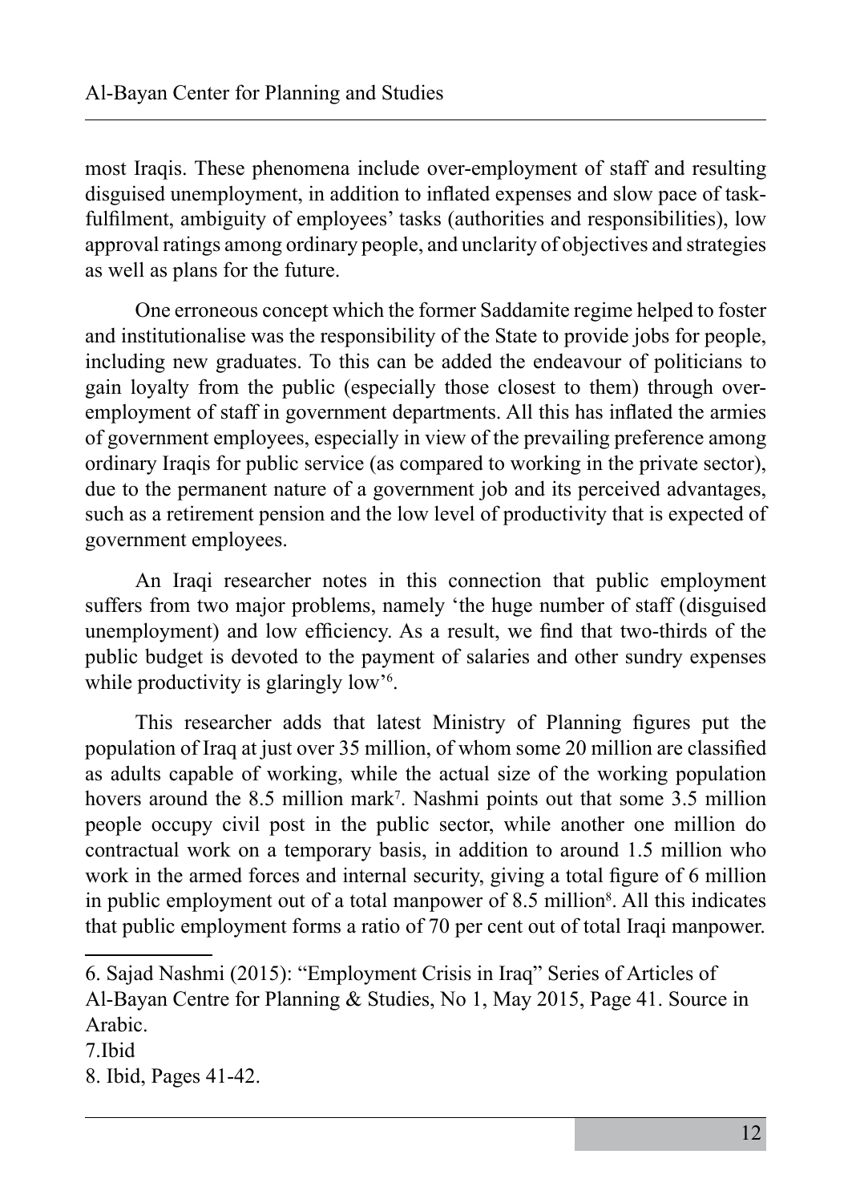most Iraqis. These phenomena include over-employment of staff and resulting disguised unemployment, in addition to inflated expenses and slow pace of task-fulfilment, ambiguity of employees' tasks (authorities and responsibilities), low approval ratings among ordinary people, and unclarity of objectives and strategies as well as plans for the future.

One erroneous concept which the former Saddamite regime helped to foster and institutionalise was the responsibility of the State to provide jobs for people, including new graduates. To this can be added the endeavour of politicians to gain loyalty from the public (especially those closest to them) through over-employment of staff in government departments. All this has inflated the armies of government employees, especially in view of the prevailing preference among ordinary Iraqis for public service (as compared to working in the private sector), due to the permanent nature of a government job and its perceived advantages, such as a retirement pension and the low level of productivity that is expected of government employees.

An Iraqi researcher notes in this connection that public employment suffers from two major problems, namely 'the huge number of staff (disguised unemployment) and low efficiency. As a result, we find that two-thirds of the public budget is devoted to the payment of salaries and other sundry expenses while productivity is glaringly low'[6].

This researcher adds that latest Ministry of Planning figures put the population of Iraq at just over 35 million, of whom some 20 million are classified as adults capable of working, while the actual size of the working population hovers around the 8.5 million mark[7]. Nashmi points out that some 3.5 million people occupy civil post in the public sector, while another one million do contractual work on a temporary basis, in addition to around 1.5 million who work in the armed forces and internal security, giving a total figure of 6 million in public employment out of a total manpower of 8.5 million[8]. All this indicates that public employment forms a ratio of 70 per cent out of total Iraqi manpower.

---

6. Sajad Nashmi (2015): "Employment Crisis in Iraq" Series of Articles of Al-Bayan Centre for Planning & Studies, No 1, May 2015, Page 41. Source in Arabic.

7.Ibid

8. Ibid, Pages 41-42.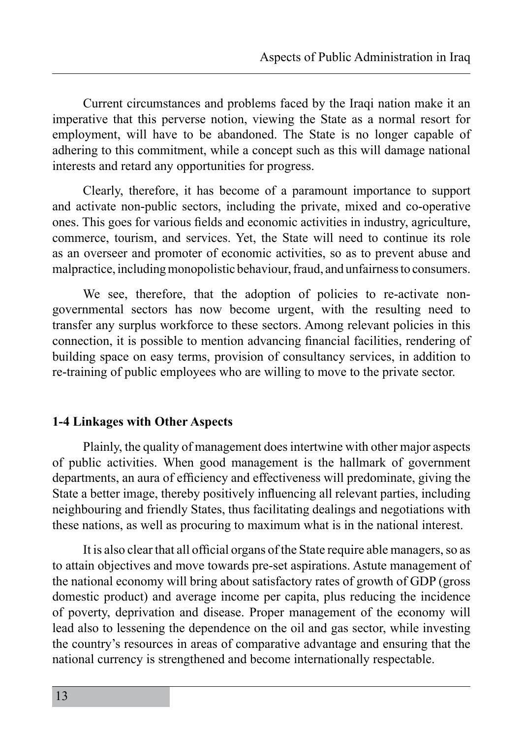Current circumstances and problems faced by the Iraqi nation make it an imperative that this perverse notion, viewing the State as a normal resort for employment, will have to be abandoned. The State is no longer capable of adhering to this commitment, while a concept such as this will damage national interests and retard any opportunities for progress.

Clearly, therefore, it has become of a paramount importance to support and activate non-public sectors, including the private, mixed and co-operative ones. This goes for various fields and economic activities in industry, agriculture, commerce, tourism, and services. Yet, the State will need to continue its role as an overseer and promoter of economic activities, so as to prevent abuse and malpractice, including monopolistic behaviour, fraud, and unfairness to consumers.

We see, therefore, that the adoption of policies to re-activate non-governmental sectors has now become urgent, with the resulting need to transfer any surplus workforce to these sectors. Among relevant policies in this connection, it is possible to mention advancing financial facilities, rendering of building space on easy terms, provision of consultancy services, in addition to re-training of public employees who are willing to move to the private sector.

### 1-4 Linkages with Other Aspects

Plainly, the quality of management does intertwine with other major aspects of public activities. When good management is the hallmark of government departments, an aura of efficiency and effectiveness will predominate, giving the State a better image, thereby positively influencing all relevant parties, including neighbouring and friendly States, thus facilitating dealings and negotiations with these nations, as well as procuring to maximum what is in the national interest.

It is also clear that all official organs of the State require able managers, so as to attain objectives and move towards pre-set aspirations. Astute management of the national economy will bring about satisfactory rates of growth of GDP (gross domestic product) and average income per capita, plus reducing the incidence of poverty, deprivation and disease. Proper management of the economy will lead also to lessening the dependence on the oil and gas sector, while investing the country's resources in areas of comparative advantage and ensuring that the national currency is strengthened and become internationally respectable.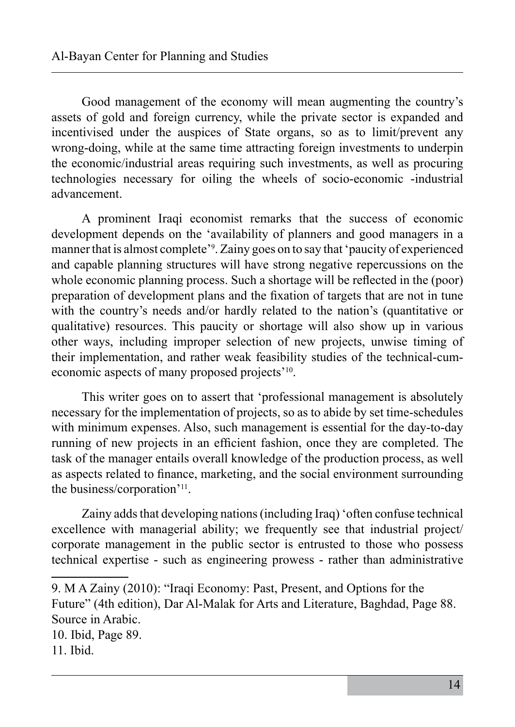Good management of the economy will mean augmenting the country's assets of gold and foreign currency, while the private sector is expanded and incentivised under the auspices of State organs, so as to limit/prevent any wrong-doing, while at the same time attracting foreign investments to underpin the economic/industrial areas requiring such investments, as well as procuring technologies necessary for oiling the wheels of socio-economic -industrial advancement.

A prominent Iraqi economist remarks that the success of economic development depends on the 'availability of planners and good managers in a manner that is almost complete'[9]. Zainy goes on to say that 'paucity of experienced and capable planning structures will have strong negative repercussions on the whole economic planning process. Such a shortage will be reflected in the (poor) preparation of development plans and the fixation of targets that are not in tune with the country's needs and/or hardly related to the nation's (quantitative or qualitative) resources. This paucity or shortage will also show up in various other ways, including improper selection of new projects, unwise timing of their implementation, and rather weak feasibility studies of the technical-cum-economic aspects of many proposed projects'[10].

This writer goes on to assert that 'professional management is absolutely necessary for the implementation of projects, so as to abide by set time-schedules with minimum expenses. Also, such management is essential for the day-to-day running of new projects in an efficient fashion, once they are completed. The task of the manager entails overall knowledge of the production process, as well as aspects related to finance, marketing, and the social environment surrounding the business/corporation'[11].

Zainy adds that developing nations (including Iraq) 'often confuse technical excellence with managerial ability; we frequently see that industrial project/ corporate management in the public sector is entrusted to those who possess technical expertise - such as engineering prowess - rather than administrative

---

9. M A Zainy (2010): "Iraqi Economy: Past, Present, and Options for the Future" (4th edition), Dar Al-Malak for Arts and Literature, Baghdad, Page 88. Source in Arabic.
10. Ibid, Page 89.
11. Ibid.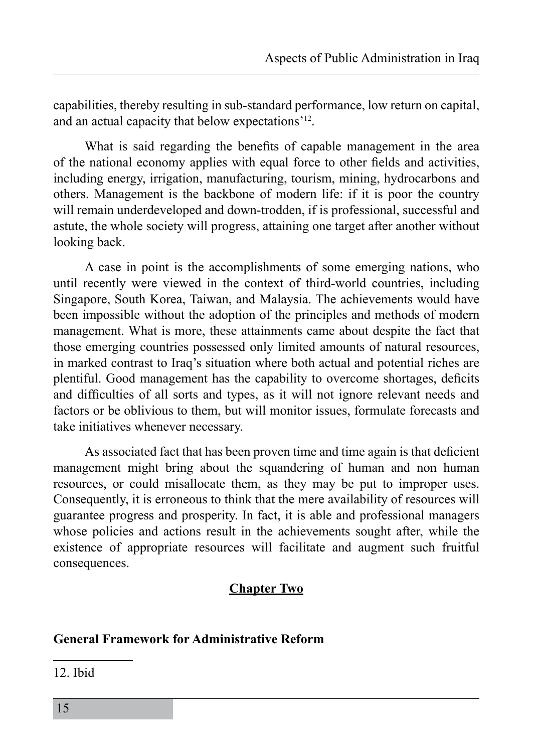capabilities, thereby resulting in sub-standard performance, low return on capital, and an actual capacity that below expectations'[12].

What is said regarding the benefits of capable management in the area of the national economy applies with equal force to other fields and activities, including energy, irrigation, manufacturing, tourism, mining, hydrocarbons and others. Management is the backbone of modern life: if it is poor the country will remain underdeveloped and down-trodden, if is professional, successful and astute, the whole society will progress, attaining one target after another without looking back.

A case in point is the accomplishments of some emerging nations, who until recently were viewed in the context of third-world countries, including Singapore, South Korea, Taiwan, and Malaysia. The achievements would have been impossible without the adoption of the principles and methods of modern management. What is more, these attainments came about despite the fact that those emerging countries possessed only limited amounts of natural resources, in marked contrast to Iraq's situation where both actual and potential riches are plentiful. Good management has the capability to overcome shortages, deficits and difficulties of all sorts and types, as it will not ignore relevant needs and factors or be oblivious to them, but will monitor issues, formulate forecasts and take initiatives whenever necessary.

As associated fact that has been proven time and time again is that deficient management might bring about the squandering of human and non human resources, or could misallocate them, as they may be put to improper uses. Consequently, it is erroneous to think that the mere availability of resources will guarantee progress and prosperity. In fact, it is able and professional managers whose policies and actions result in the achievements sought after, while the existence of appropriate resources will facilitate and augment such fruitful consequences.

# Chapter Two

## General Framework for Administrative Reform

---

12. Ibid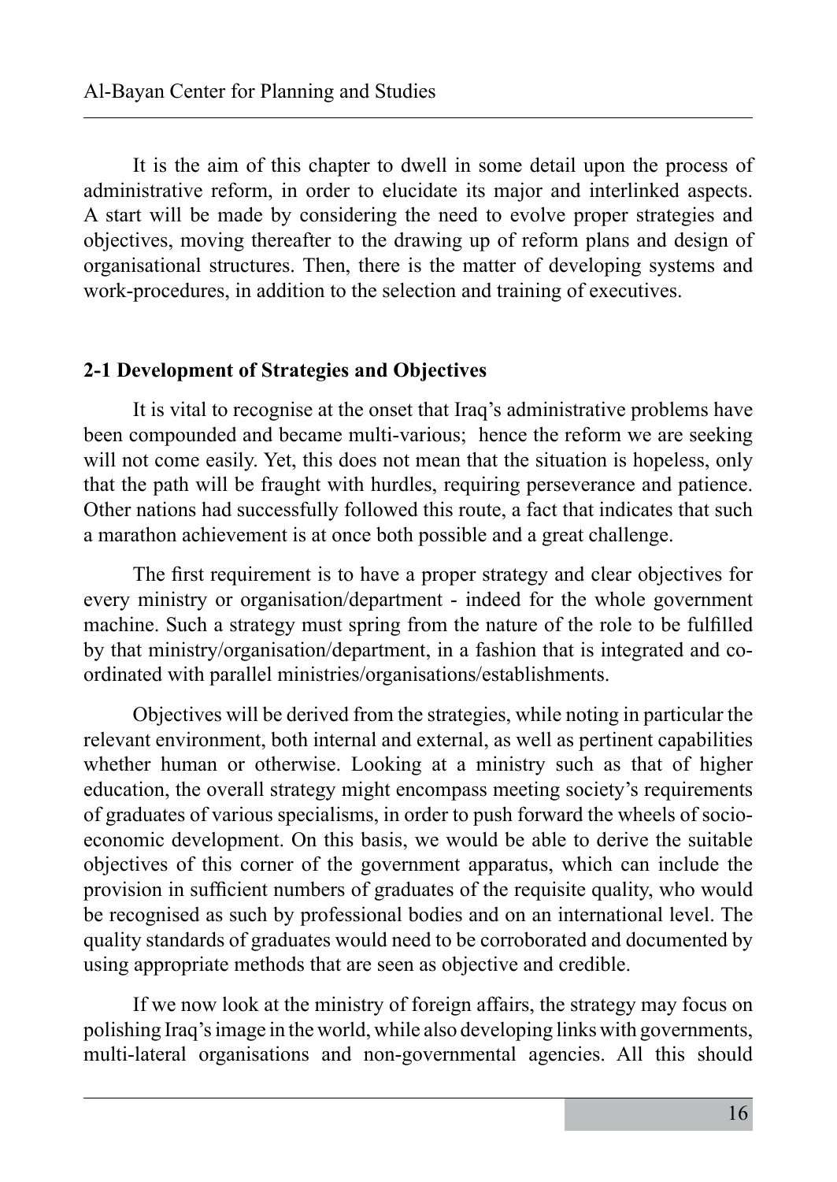It is the aim of this chapter to dwell in some detail upon the process of administrative reform, in order to elucidate its major and interlinked aspects. A start will be made by considering the need to evolve proper strategies and objectives, moving thereafter to the drawing up of reform plans and design of organisational structures. Then, there is the matter of developing systems and work-procedures, in addition to the selection and training of executives.

### 2-1 Development of Strategies and Objectives

It is vital to recognise at the onset that Iraq's administrative problems have been compounded and became multi-various; hence the reform we are seeking will not come easily. Yet, this does not mean that the situation is hopeless, only that the path will be fraught with hurdles, requiring perseverance and patience. Other nations had successfully followed this route, a fact that indicates that such a marathon achievement is at once both possible and a great challenge.

The first requirement is to have a proper strategy and clear objectives for every ministry or organisation/department - indeed for the whole government machine. Such a strategy must spring from the nature of the role to be fulfilled by that ministry/organisation/department, in a fashion that is integrated and co-ordinated with parallel ministries/organisations/establishments.

Objectives will be derived from the strategies, while noting in particular the relevant environment, both internal and external, as well as pertinent capabilities whether human or otherwise. Looking at a ministry such as that of higher education, the overall strategy might encompass meeting society's requirements of graduates of various specialisms, in order to push forward the wheels of socio-economic development. On this basis, we would be able to derive the suitable objectives of this corner of the government apparatus, which can include the provision in sufficient numbers of graduates of the requisite quality, who would be recognised as such by professional bodies and on an international level. The quality standards of graduates would need to be corroborated and documented by using appropriate methods that are seen as objective and credible.

If we now look at the ministry of foreign affairs, the strategy may focus on polishing Iraq's image in the world, while also developing links with governments, multi-lateral organisations and non-governmental agencies. All this should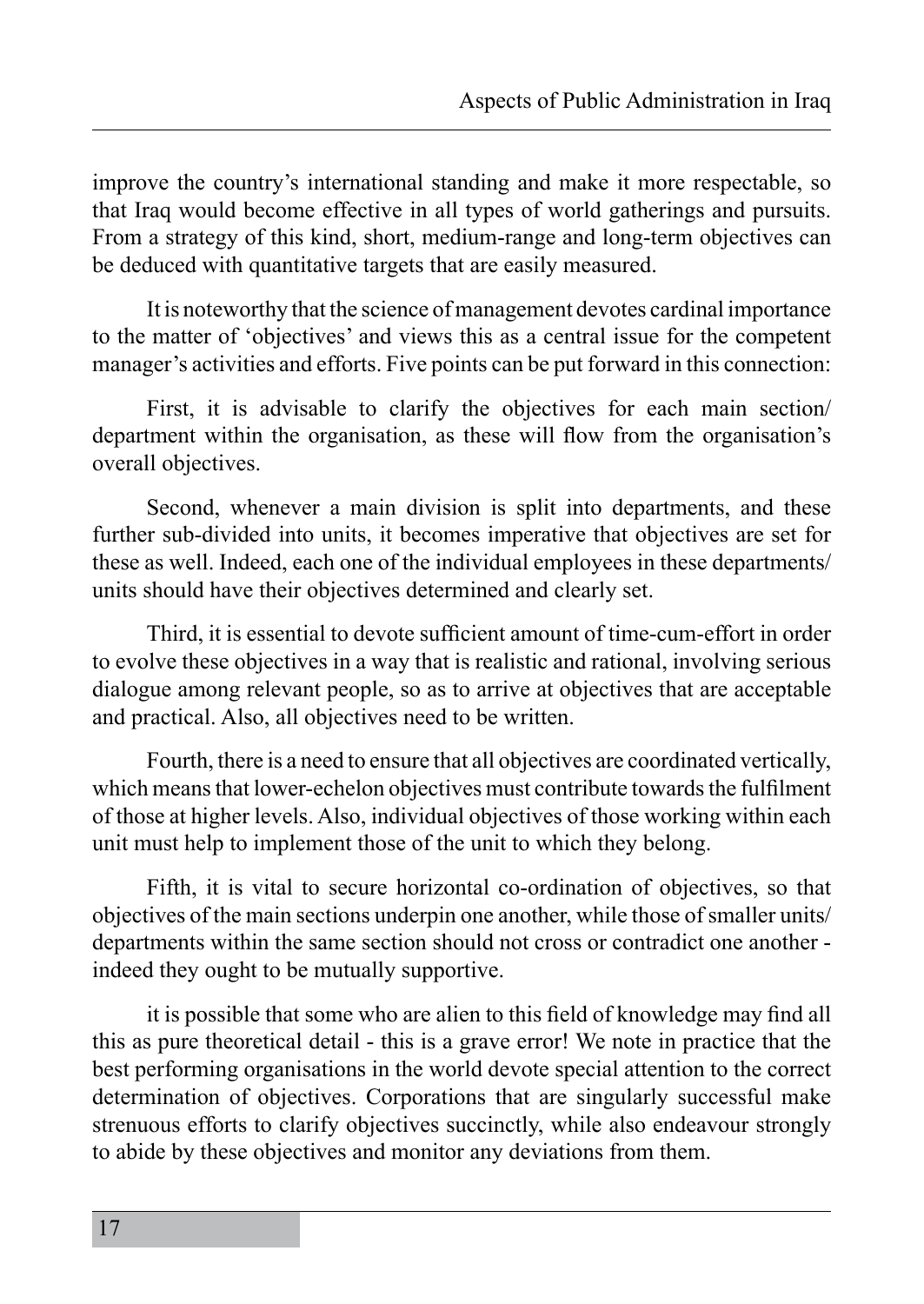improve the country's international standing and make it more respectable, so that Iraq would become effective in all types of world gatherings and pursuits. From a strategy of this kind, short, medium-range and long-term objectives can be deduced with quantitative targets that are easily measured.

It is noteworthy that the science of management devotes cardinal importance to the matter of 'objectives' and views this as a central issue for the competent manager's activities and efforts. Five points can be put forward in this connection:

First, it is advisable to clarify the objectives for each main section/ department within the organisation, as these will flow from the organisation's overall objectives.

Second, whenever a main division is split into departments, and these further sub-divided into units, it becomes imperative that objectives are set for these as well. Indeed, each one of the individual employees in these departments/ units should have their objectives determined and clearly set.

Third, it is essential to devote sufficient amount of time-cum-effort in order to evolve these objectives in a way that is realistic and rational, involving serious dialogue among relevant people, so as to arrive at objectives that are acceptable and practical. Also, all objectives need to be written.

Fourth, there is a need to ensure that all objectives are coordinated vertically, which means that lower-echelon objectives must contribute towards the fulfilment of those at higher levels. Also, individual objectives of those working within each unit must help to implement those of the unit to which they belong.

Fifth, it is vital to secure horizontal co-ordination of objectives, so that objectives of the main sections underpin one another, while those of smaller units/ departments within the same section should not cross or contradict one another - indeed they ought to be mutually supportive.

it is possible that some who are alien to this field of knowledge may find all this as pure theoretical detail - this is a grave error! We note in practice that the best performing organisations in the world devote special attention to the correct determination of objectives. Corporations that are singularly successful make strenuous efforts to clarify objectives succinctly, while also endeavour strongly to abide by these objectives and monitor any deviations from them.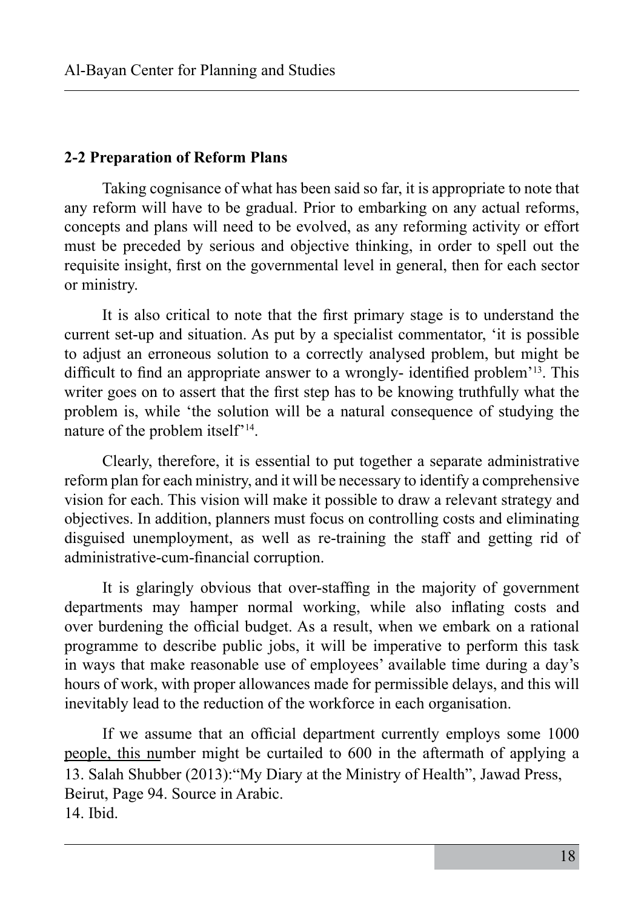## 2-2 Preparation of Reform Plans

Taking cognisance of what has been said so far, it is appropriate to note that any reform will have to be gradual. Prior to embarking on any actual reforms, concepts and plans will need to be evolved, as any reforming activity or effort must be preceded by serious and objective thinking, in order to spell out the requisite insight, first on the governmental level in general, then for each sector or ministry.

It is also critical to note that the first primary stage is to understand the current set-up and situation. As put by a specialist commentator, 'it is possible to adjust an erroneous solution to a correctly analysed problem, but might be difficult to find an appropriate answer to a wrongly- identified problem'[13]. This writer goes on to assert that the first step has to be knowing truthfully what the problem is, while 'the solution will be a natural consequence of studying the nature of the problem itself'[14].

Clearly, therefore, it is essential to put together a separate administrative reform plan for each ministry, and it will be necessary to identify a comprehensive vision for each. This vision will make it possible to draw a relevant strategy and objectives. In addition, planners must focus on controlling costs and eliminating disguised unemployment, as well as re-training the staff and getting rid of administrative-cum-financial corruption.

It is glaringly obvious that over-staffing in the majority of government departments may hamper normal working, while also inflating costs and over burdening the official budget. As a result, when we embark on a rational programme to describe public jobs, it will be imperative to perform this task in ways that make reasonable use of employees' available time during a day's hours of work, with proper allowances made for permissible delays, and this will inevitably lead to the reduction of the workforce in each organisation.

If we assume that an official department currently employs some 1000 people, this number might be curtailed to 600 in the aftermath of applying a

13. Salah Shubber (2013):"My Diary at the Ministry of Health", Jawad Press, Beirut, Page 94. Source in Arabic.
14. Ibid.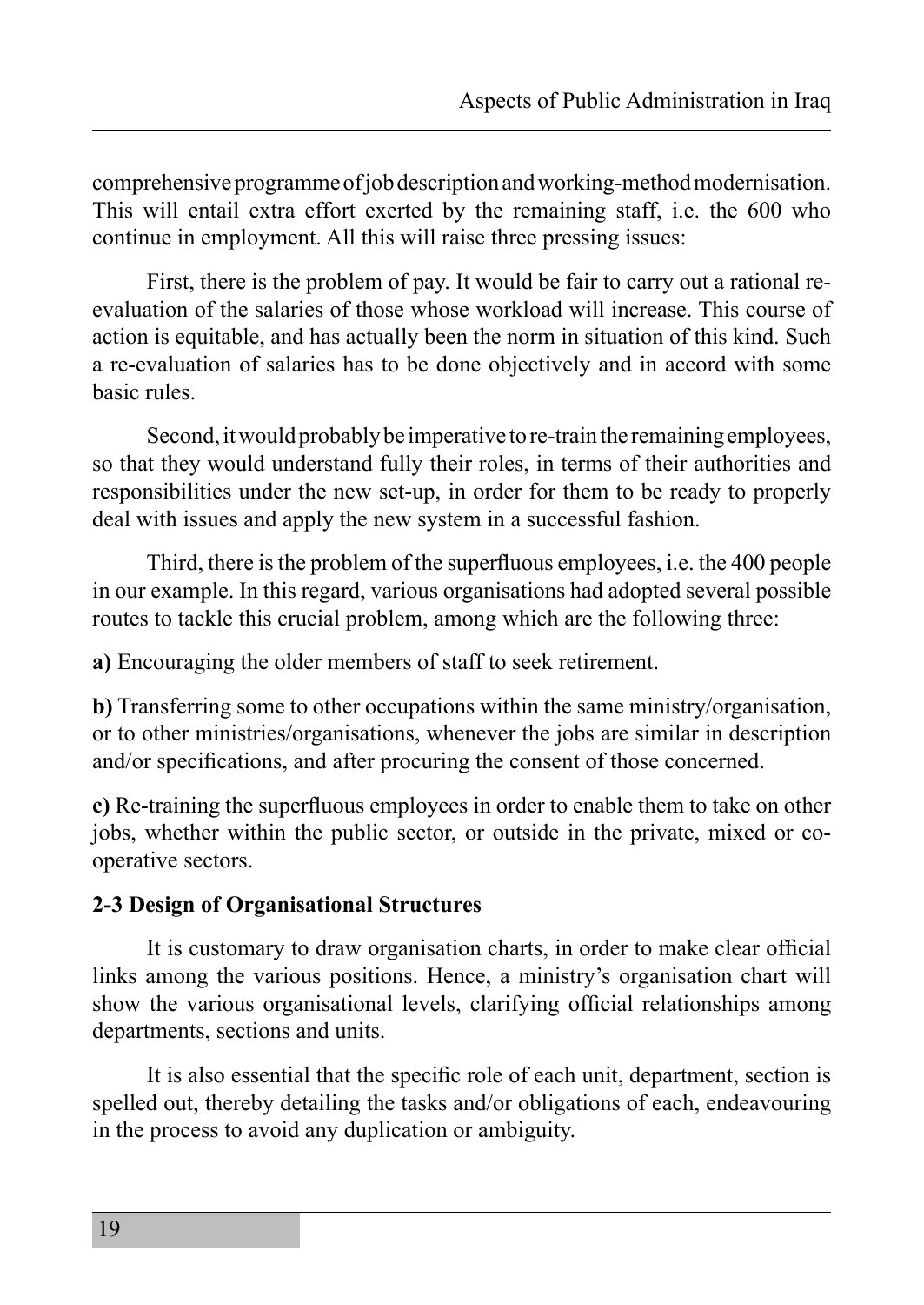comprehensive programme of job description and working-method modernisation. This will entail extra effort exerted by the remaining staff, i.e. the 600 who continue in employment. All this will raise three pressing issues:

First, there is the problem of pay. It would be fair to carry out a rational re-evaluation of the salaries of those whose workload will increase. This course of action is equitable, and has actually been the norm in situation of this kind. Such a re-evaluation of salaries has to be done objectively and in accord with some basic rules.

Second, it would probably be imperative to re-train the remaining employees, so that they would understand fully their roles, in terms of their authorities and responsibilities under the new set-up, in order for them to be ready to properly deal with issues and apply the new system in a successful fashion.

Third, there is the problem of the superfluous employees, i.e. the 400 people in our example. In this regard, various organisations had adopted several possible routes to tackle this crucial problem, among which are the following three:

**a)** Encouraging the older members of staff to seek retirement.

**b)** Transferring some to other occupations within the same ministry/organisation, or to other ministries/organisations, whenever the jobs are similar in description and/or specifications, and after procuring the consent of those concerned.

**c)** Re-training the superfluous employees in order to enable them to take on other jobs, whether within the public sector, or outside in the private, mixed or co-operative sectors.

### 2-3 Design of Organisational Structures

It is customary to draw organisation charts, in order to make clear official links among the various positions. Hence, a ministry's organisation chart will show the various organisational levels, clarifying official relationships among departments, sections and units.

It is also essential that the specific role of each unit, department, section is spelled out, thereby detailing the tasks and/or obligations of each, endeavouring in the process to avoid any duplication or ambiguity.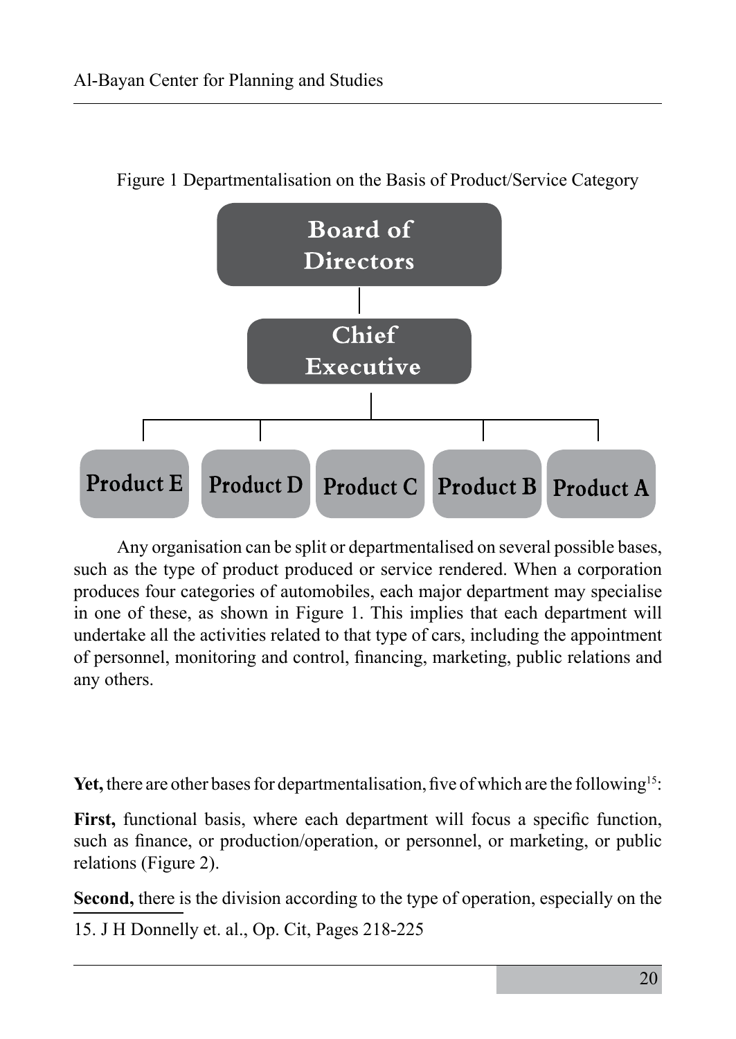Figure 1 Departmentalisation on the Basis of Product/Service Category

Board of Directors

Chief Executive

Product E | Product D | Product C | Product B | Product A

Any organisation can be split or departmentalised on several possible bases, such as the type of product produced or service rendered. When a corporation produces four categories of automobiles, each major department may specialise in one of these, as shown in Figure 1. This implies that each department will undertake all the activities related to that type of cars, including the appointment of personnel, monitoring and control, financing, marketing, public relations and any others.

**Yet,** there are other bases for departmentalisation, five of which are the following[15]:

**First,** functional basis, where each department will focus a specific function, such as finance, or production/operation, or personnel, or marketing, or public relations (Figure 2).

**Second,** there is the division according to the type of operation, especially on the

15. J H Donnelly et. al., Op. Cit, Pages 218-225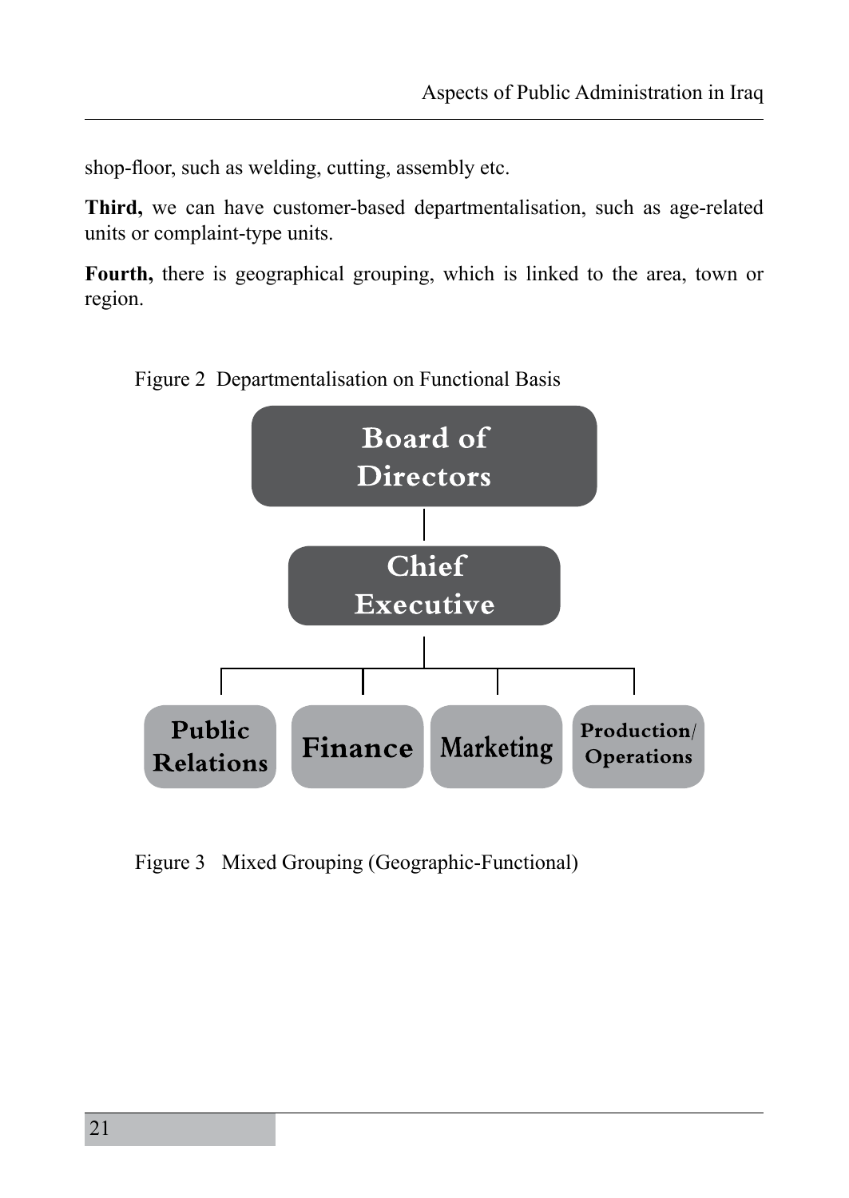shop-floor, such as welding, cutting, assembly etc.

**Third,** we can have customer-based departmentalisation, such as age-related units or complaint-type units.

**Fourth,** there is geographical grouping, which is linked to the area, town or region.

Figure 2 Departmentalisation on Functional Basis

Board of Directors

Chief Executive

Public Relations | Finance | Marketing | Production/ Operations

Figure 3 Mixed Grouping (Geographic-Functional)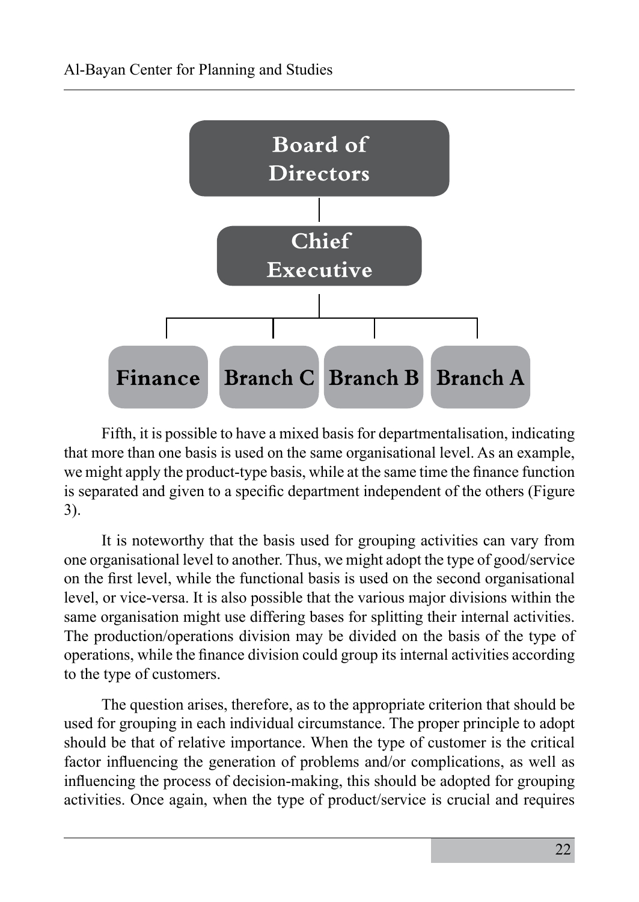**Board of Directors**

**Chief Executive**

**Finance** | **Branch C** | **Branch B** | **Branch A**

Fifth, it is possible to have a mixed basis for departmentalisation, indicating that more than one basis is used on the same organisational level. As an example, we might apply the product-type basis, while at the same time the finance function is separated and given to a specific department independent of the others (Figure 3).

It is noteworthy that the basis used for grouping activities can vary from one organisational level to another. Thus, we might adopt the type of good/service on the first level, while the functional basis is used on the second organisational level, or vice-versa. It is also possible that the various major divisions within the same organisation might use differing bases for splitting their internal activities. The production/operations division may be divided on the basis of the type of operations, while the finance division could group its internal activities according to the type of customers.

The question arises, therefore, as to the appropriate criterion that should be used for grouping in each individual circumstance. The proper principle to adopt should be that of relative importance. When the type of customer is the critical factor influencing the generation of problems and/or complications, as well as influencing the process of decision-making, this should be adopted for grouping activities. Once again, when the type of product/service is crucial and requires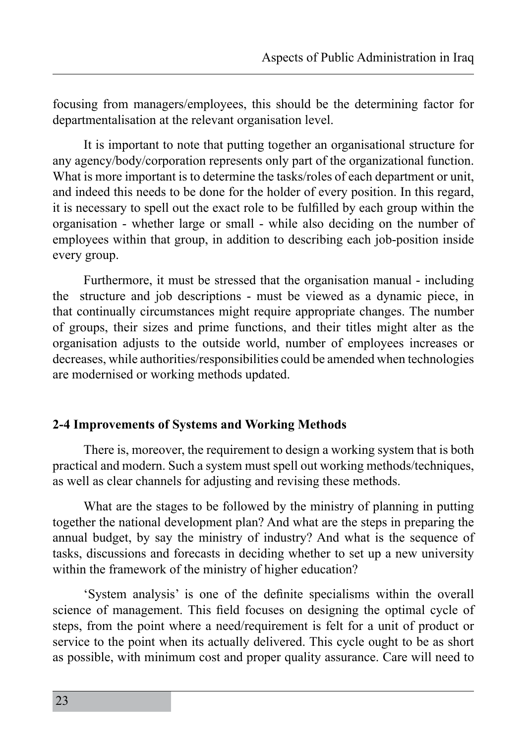focusing from managers/employees, this should be the determining factor for departmentalisation at the relevant organisation level.

It is important to note that putting together an organisational structure for any agency/body/corporation represents only part of the organizational function. What is more important is to determine the tasks/roles of each department or unit, and indeed this needs to be done for the holder of every position. In this regard, it is necessary to spell out the exact role to be fulfilled by each group within the organisation - whether large or small - while also deciding on the number of employees within that group, in addition to describing each job-position inside every group.

Furthermore, it must be stressed that the organisation manual - including the structure and job descriptions - must be viewed as a dynamic piece, in that continually circumstances might require appropriate changes. The number of groups, their sizes and prime functions, and their titles might alter as the organisation adjusts to the outside world, number of employees increases or decreases, while authorities/responsibilities could be amended when technologies are modernised or working methods updated.

### 2-4 Improvements of Systems and Working Methods

There is, moreover, the requirement to design a working system that is both practical and modern. Such a system must spell out working methods/techniques, as well as clear channels for adjusting and revising these methods.

What are the stages to be followed by the ministry of planning in putting together the national development plan? And what are the steps in preparing the annual budget, by say the ministry of industry? And what is the sequence of tasks, discussions and forecasts in deciding whether to set up a new university within the framework of the ministry of higher education?

'System analysis' is one of the definite specialisms within the overall science of management. This field focuses on designing the optimal cycle of steps, from the point where a need/requirement is felt for a unit of product or service to the point when its actually delivered. This cycle ought to be as short as possible, with minimum cost and proper quality assurance. Care will need to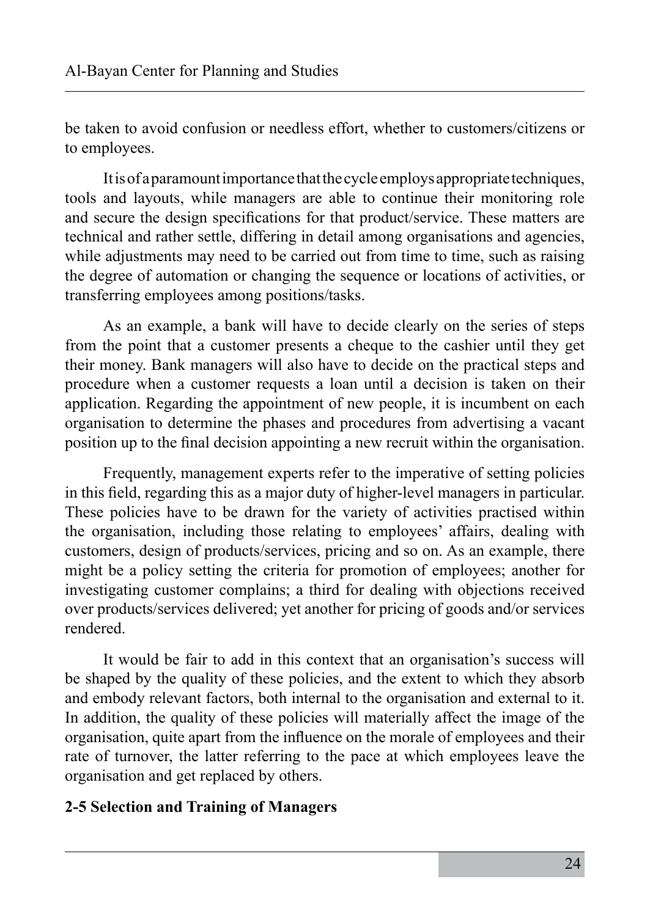be taken to avoid confusion or needless effort, whether to customers/citizens or to employees.

It is of a paramount importance that the cycle employs appropriate techniques, tools and layouts, while managers are able to continue their monitoring role and secure the design specifications for that product/service. These matters are technical and rather settle, differing in detail among organisations and agencies, while adjustments may need to be carried out from time to time, such as raising the degree of automation or changing the sequence or locations of activities, or transferring employees among positions/tasks.

As an example, a bank will have to decide clearly on the series of steps from the point that a customer presents a cheque to the cashier until they get their money. Bank managers will also have to decide on the practical steps and procedure when a customer requests a loan until a decision is taken on their application. Regarding the appointment of new people, it is incumbent on each organisation to determine the phases and procedures from advertising a vacant position up to the final decision appointing a new recruit within the organisation.

Frequently, management experts refer to the imperative of setting policies in this field, regarding this as a major duty of higher-level managers in particular. These policies have to be drawn for the variety of activities practised within the organisation, including those relating to employees' affairs, dealing with customers, design of products/services, pricing and so on. As an example, there might be a policy setting the criteria for promotion of employees; another for investigating customer complains; a third for dealing with objections received over products/services delivered; yet another for pricing of goods and/or services rendered.

It would be fair to add in this context that an organisation's success will be shaped by the quality of these policies, and the extent to which they absorb and embody relevant factors, both internal to the organisation and external to it. In addition, the quality of these policies will materially affect the image of the organisation, quite apart from the influence on the morale of employees and their rate of turnover, the latter referring to the pace at which employees leave the organisation and get replaced by others.

### 2-5 Selection and Training of Managers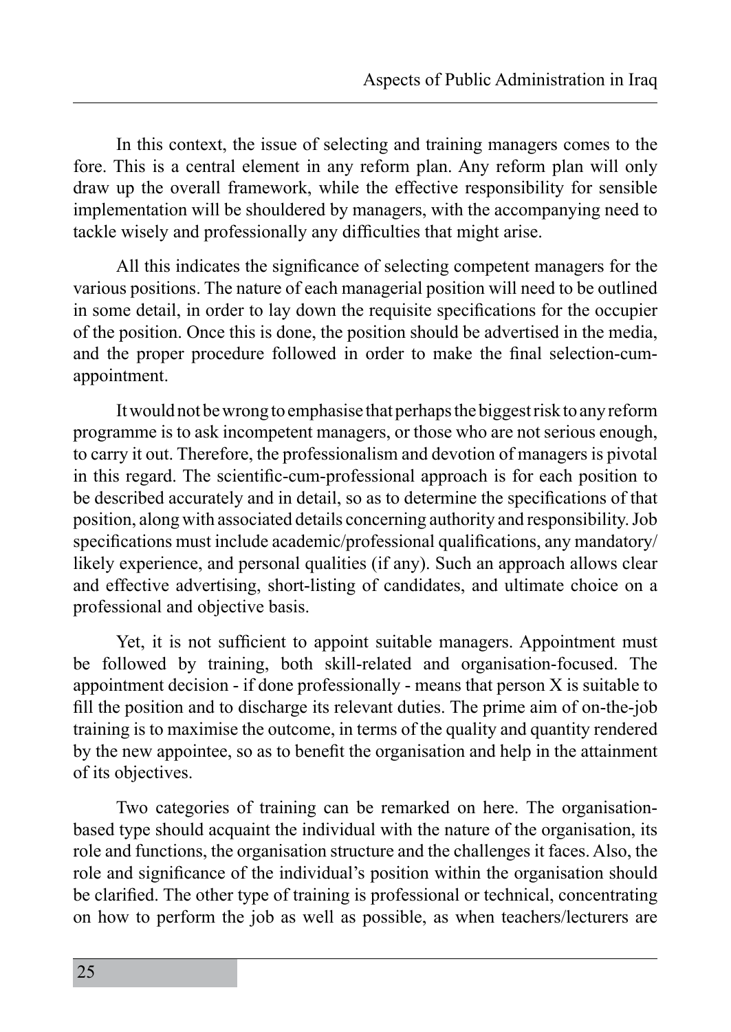In this context, the issue of selecting and training managers comes to the fore. This is a central element in any reform plan. Any reform plan will only draw up the overall framework, while the effective responsibility for sensible implementation will be shouldered by managers, with the accompanying need to tackle wisely and professionally any difficulties that might arise.

All this indicates the significance of selecting competent managers for the various positions. The nature of each managerial position will need to be outlined in some detail, in order to lay down the requisite specifications for the occupier of the position. Once this is done, the position should be advertised in the media, and the proper procedure followed in order to make the final selection-cum-appointment.

It would not be wrong to emphasise that perhaps the biggest risk to any reform programme is to ask incompetent managers, or those who are not serious enough, to carry it out. Therefore, the professionalism and devotion of managers is pivotal in this regard. The scientific-cum-professional approach is for each position to be described accurately and in detail, so as to determine the specifications of that position, along with associated details concerning authority and responsibility. Job specifications must include academic/professional qualifications, any mandatory/likely experience, and personal qualities (if any). Such an approach allows clear and effective advertising, short-listing of candidates, and ultimate choice on a professional and objective basis.

Yet, it is not sufficient to appoint suitable managers. Appointment must be followed by training, both skill-related and organisation-focused. The appointment decision - if done professionally - means that person X is suitable to fill the position and to discharge its relevant duties. The prime aim of on-the-job training is to maximise the outcome, in terms of the quality and quantity rendered by the new appointee, so as to benefit the organisation and help in the attainment of its objectives.

Two categories of training can be remarked on here. The organisation-based type should acquaint the individual with the nature of the organisation, its role and functions, the organisation structure and the challenges it faces. Also, the role and significance of the individual's position within the organisation should be clarified. The other type of training is professional or technical, concentrating on how to perform the job as well as possible, as when teachers/lecturers are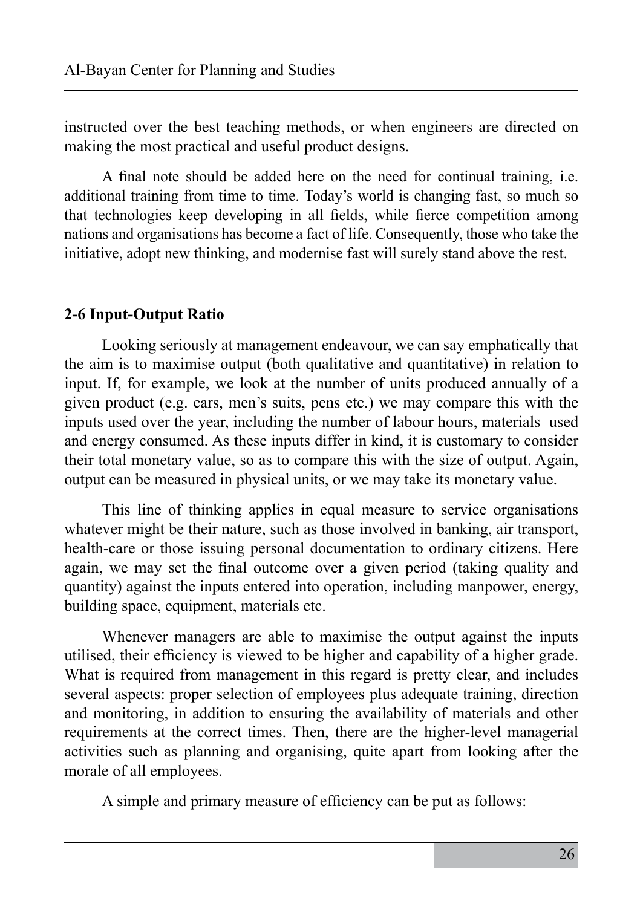instructed over the best teaching methods, or when engineers are directed on making the most practical and useful product designs.

A final note should be added here on the need for continual training, i.e. additional training from time to time. Today's world is changing fast, so much so that technologies keep developing in all fields, while fierce competition among nations and organisations has become a fact of life. Consequently, those who take the initiative, adopt new thinking, and modernise fast will surely stand above the rest.

## 2-6 Input-Output Ratio

Looking seriously at management endeavour, we can say emphatically that the aim is to maximise output (both qualitative and quantitative) in relation to input. If, for example, we look at the number of units produced annually of a given product (e.g. cars, men's suits, pens etc.) we may compare this with the inputs used over the year, including the number of labour hours, materials used and energy consumed. As these inputs differ in kind, it is customary to consider their total monetary value, so as to compare this with the size of output. Again, output can be measured in physical units, or we may take its monetary value.

This line of thinking applies in equal measure to service organisations whatever might be their nature, such as those involved in banking, air transport, health-care or those issuing personal documentation to ordinary citizens. Here again, we may set the final outcome over a given period (taking quality and quantity) against the inputs entered into operation, including manpower, energy, building space, equipment, materials etc.

Whenever managers are able to maximise the output against the inputs utilised, their efficiency is viewed to be higher and capability of a higher grade. What is required from management in this regard is pretty clear, and includes several aspects: proper selection of employees plus adequate training, direction and monitoring, in addition to ensuring the availability of materials and other requirements at the correct times. Then, there are the higher-level managerial activities such as planning and organising, quite apart from looking after the morale of all employees.

A simple and primary measure of efficiency can be put as follows: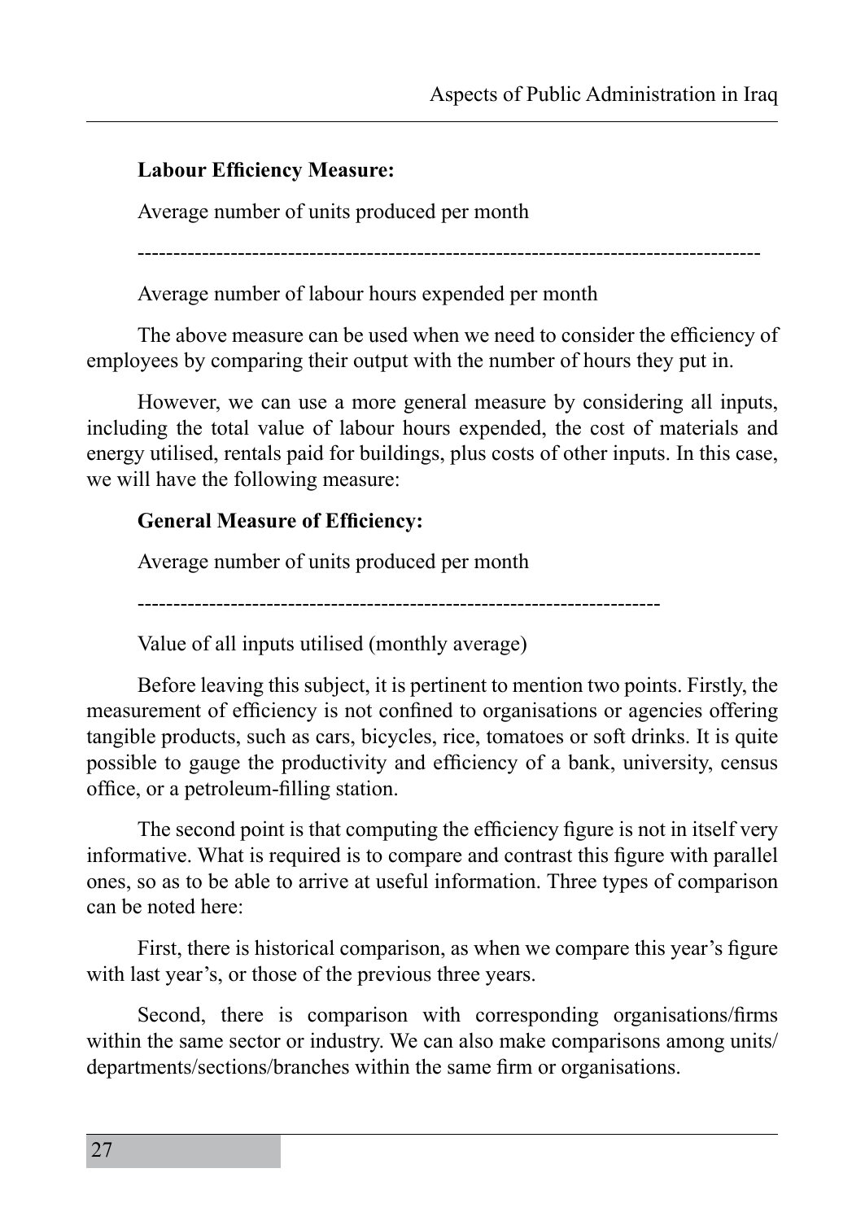**Labour Efficiency Measure:**

$$\text{Labour Efficiency} = \frac{\text{Average number of units produced per month}}{\text{Average number of labour hours expended per month}}$$

The above measure can be used when we need to consider the efficiency of employees by comparing their output with the number of hours they put in.

However, we can use a more general measure by considering all inputs, including the total value of labour hours expended, the cost of materials and energy utilised, rentals paid for buildings, plus costs of other inputs. In this case, we will have the following measure:

**General Measure of Efficiency:**

$$\text{General Efficiency} = \frac{\text{Average number of units produced per month}}{\text{Value of all inputs utilised (monthly average)}}$$

Before leaving this subject, it is pertinent to mention two points. Firstly, the measurement of efficiency is not confined to organisations or agencies offering tangible products, such as cars, bicycles, rice, tomatoes or soft drinks. It is quite possible to gauge the productivity and efficiency of a bank, university, census office, or a petroleum-filling station.

The second point is that computing the efficiency figure is not in itself very informative. What is required is to compare and contrast this figure with parallel ones, so as to be able to arrive at useful information. Three types of comparison can be noted here:

First, there is historical comparison, as when we compare this year's figure with last year's, or those of the previous three years.

Second, there is comparison with corresponding organisations/firms within the same sector or industry. We can also make comparisons among units/departments/sections/branches within the same firm or organisations.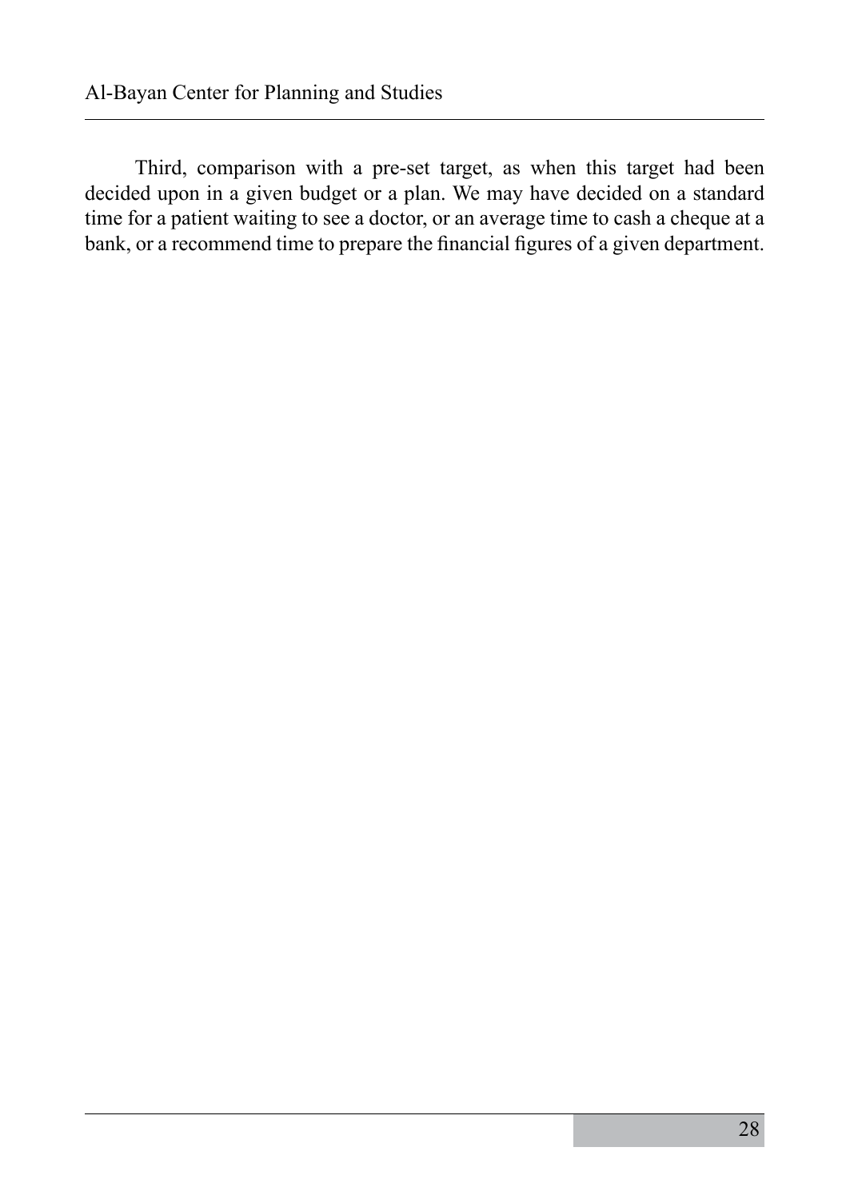Third, comparison with a pre-set target, as when this target had been decided upon in a given budget or a plan. We may have decided on a standard time for a patient waiting to see a doctor, or an average time to cash a cheque at a bank, or a recommend time to prepare the financial figures of a given department.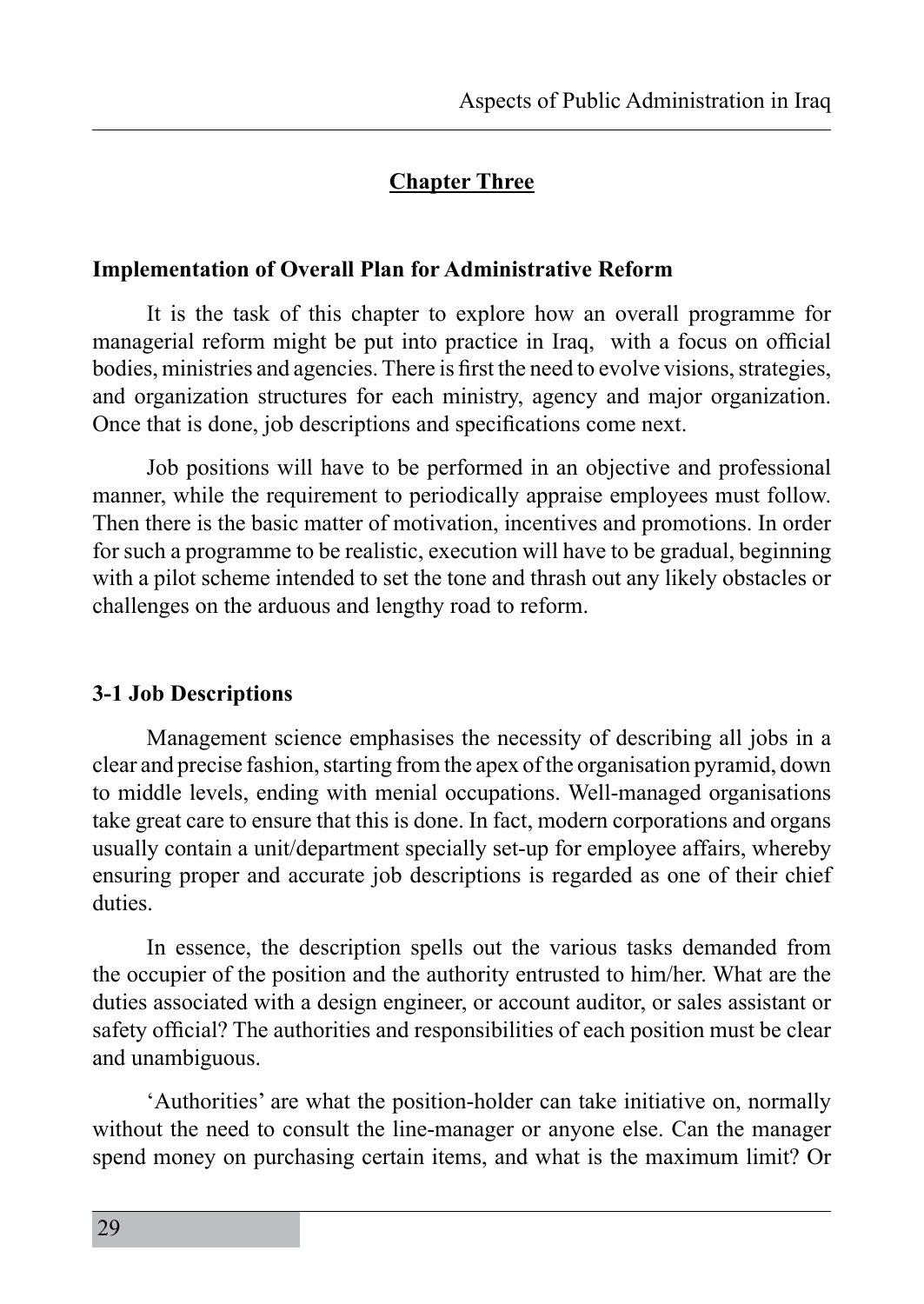## Chapter Three

### Implementation of Overall Plan for Administrative Reform

It is the task of this chapter to explore how an overall programme for managerial reform might be put into practice in Iraq, with a focus on official bodies, ministries and agencies. There is first the need to evolve visions, strategies, and organization structures for each ministry, agency and major organization. Once that is done, job descriptions and specifications come next.

Job positions will have to be performed in an objective and professional manner, while the requirement to periodically appraise employees must follow. Then there is the basic matter of motivation, incentives and promotions. In order for such a programme to be realistic, execution will have to be gradual, beginning with a pilot scheme intended to set the tone and thrash out any likely obstacles or challenges on the arduous and lengthy road to reform.

### 3-1 Job Descriptions

Management science emphasises the necessity of describing all jobs in a clear and precise fashion, starting from the apex of the organisation pyramid, down to middle levels, ending with menial occupations. Well-managed organisations take great care to ensure that this is done. In fact, modern corporations and organs usually contain a unit/department specially set-up for employee affairs, whereby ensuring proper and accurate job descriptions is regarded as one of their chief duties.

In essence, the description spells out the various tasks demanded from the occupier of the position and the authority entrusted to him/her. What are the duties associated with a design engineer, or account auditor, or sales assistant or safety official? The authorities and responsibilities of each position must be clear and unambiguous.

'Authorities' are what the position-holder can take initiative on, normally without the need to consult the line-manager or anyone else. Can the manager spend money on purchasing certain items, and what is the maximum limit? Or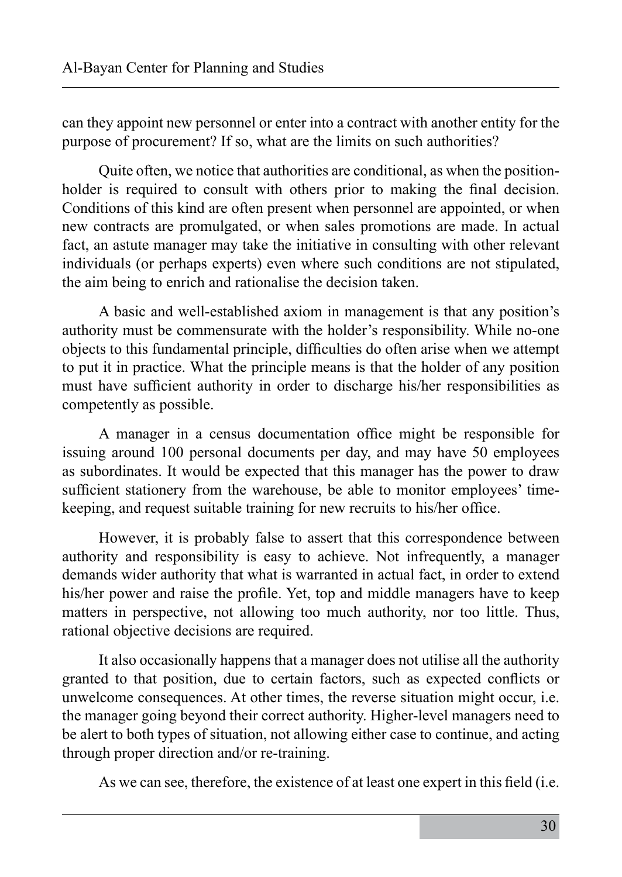can they appoint new personnel or enter into a contract with another entity for the purpose of procurement? If so, what are the limits on such authorities?

Quite often, we notice that authorities are conditional, as when the position-holder is required to consult with others prior to making the final decision. Conditions of this kind are often present when personnel are appointed, or when new contracts are promulgated, or when sales promotions are made. In actual fact, an astute manager may take the initiative in consulting with other relevant individuals (or perhaps experts) even where such conditions are not stipulated, the aim being to enrich and rationalise the decision taken.

A basic and well-established axiom in management is that any position's authority must be commensurate with the holder's responsibility. While no-one objects to this fundamental principle, difficulties do often arise when we attempt to put it in practice. What the principle means is that the holder of any position must have sufficient authority in order to discharge his/her responsibilities as competently as possible.

A manager in a census documentation office might be responsible for issuing around 100 personal documents per day, and may have 50 employees as subordinates. It would be expected that this manager has the power to draw sufficient stationery from the warehouse, be able to monitor employees' time-keeping, and request suitable training for new recruits to his/her office.

However, it is probably false to assert that this correspondence between authority and responsibility is easy to achieve. Not infrequently, a manager demands wider authority that what is warranted in actual fact, in order to extend his/her power and raise the profile. Yet, top and middle managers have to keep matters in perspective, not allowing too much authority, nor too little. Thus, rational objective decisions are required.

It also occasionally happens that a manager does not utilise all the authority granted to that position, due to certain factors, such as expected conflicts or unwelcome consequences. At other times, the reverse situation might occur, i.e. the manager going beyond their correct authority. Higher-level managers need to be alert to both types of situation, not allowing either case to continue, and acting through proper direction and/or re-training.

As we can see, therefore, the existence of at least one expert in this field (i.e.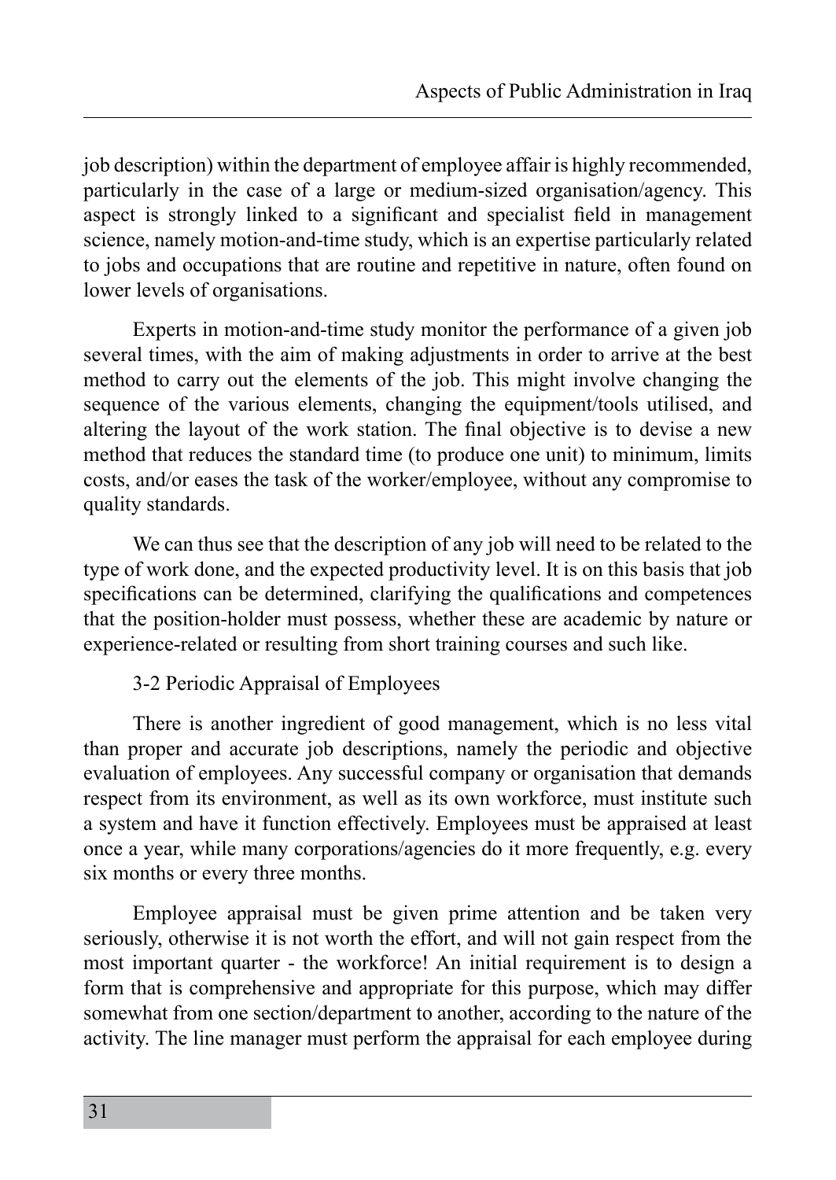job description) within the department of employee affair is highly recommended, particularly in the case of a large or medium-sized organisation/agency. This aspect is strongly linked to a significant and specialist field in management science, namely motion-and-time study, which is an expertise particularly related to jobs and occupations that are routine and repetitive in nature, often found on lower levels of organisations.

Experts in motion-and-time study monitor the performance of a given job several times, with the aim of making adjustments in order to arrive at the best method to carry out the elements of the job. This might involve changing the sequence of the various elements, changing the equipment/tools utilised, and altering the layout of the work station. The final objective is to devise a new method that reduces the standard time (to produce one unit) to minimum, limits costs, and/or eases the task of the worker/employee, without any compromise to quality standards.

We can thus see that the description of any job will need to be related to the type of work done, and the expected productivity level. It is on this basis that job specifications can be determined, clarifying the qualifications and competences that the position-holder must possess, whether these are academic by nature or experience-related or resulting from short training courses and such like.

### 3-2 Periodic Appraisal of Employees

There is another ingredient of good management, which is no less vital than proper and accurate job descriptions, namely the periodic and objective evaluation of employees. Any successful company or organisation that demands respect from its environment, as well as its own workforce, must institute such a system and have it function effectively. Employees must be appraised at least once a year, while many corporations/agencies do it more frequently, e.g. every six months or every three months.

Employee appraisal must be given prime attention and be taken very seriously, otherwise it is not worth the effort, and will not gain respect from the most important quarter - the workforce! An initial requirement is to design a form that is comprehensive and appropriate for this purpose, which may differ somewhat from one section/department to another, according to the nature of the activity. The line manager must perform the appraisal for each employee during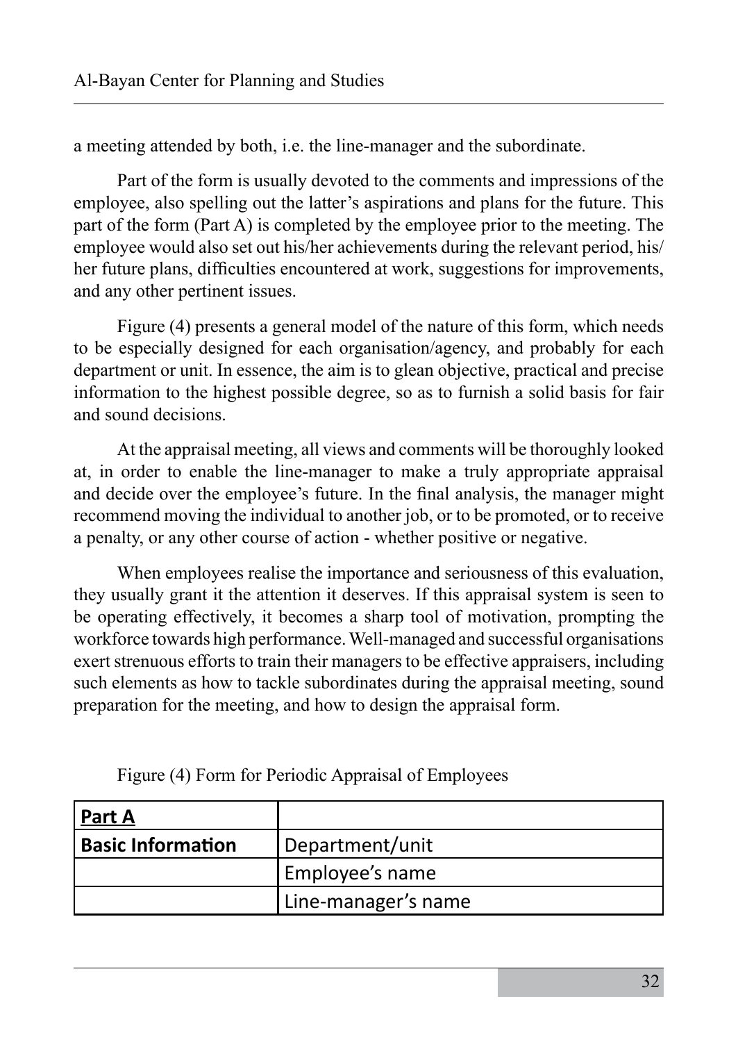a meeting attended by both, i.e. the line-manager and the subordinate.

Part of the form is usually devoted to the comments and impressions of the employee, also spelling out the latter's aspirations and plans for the future. This part of the form (Part A) is completed by the employee prior to the meeting. The employee would also set out his/her achievements during the relevant period, his/her future plans, difficulties encountered at work, suggestions for improvements, and any other pertinent issues.

Figure (4) presents a general model of the nature of this form, which needs to be especially designed for each organisation/agency, and probably for each department or unit. In essence, the aim is to glean objective, practical and precise information to the highest possible degree, so as to furnish a solid basis for fair and sound decisions.

At the appraisal meeting, all views and comments will be thoroughly looked at, in order to enable the line-manager to make a truly appropriate appraisal and decide over the employee's future. In the final analysis, the manager might recommend moving the individual to another job, or to be promoted, or to receive a penalty, or any other course of action - whether positive or negative.

When employees realise the importance and seriousness of this evaluation, they usually grant it the attention it deserves. If this appraisal system is seen to be operating effectively, it becomes a sharp tool of motivation, prompting the workforce towards high performance. Well-managed and successful organisations exert strenuous efforts to train their managers to be effective appraisers, including such elements as how to tackle subordinates during the appraisal meeting, sound preparation for the meeting, and how to design the appraisal form.

Figure (4) Form for Periodic Appraisal of Employees

| **Part A** | |
|---|---|
| **Basic Information** | Department/unit |
| | Employee's name |
| | Line-manager's name |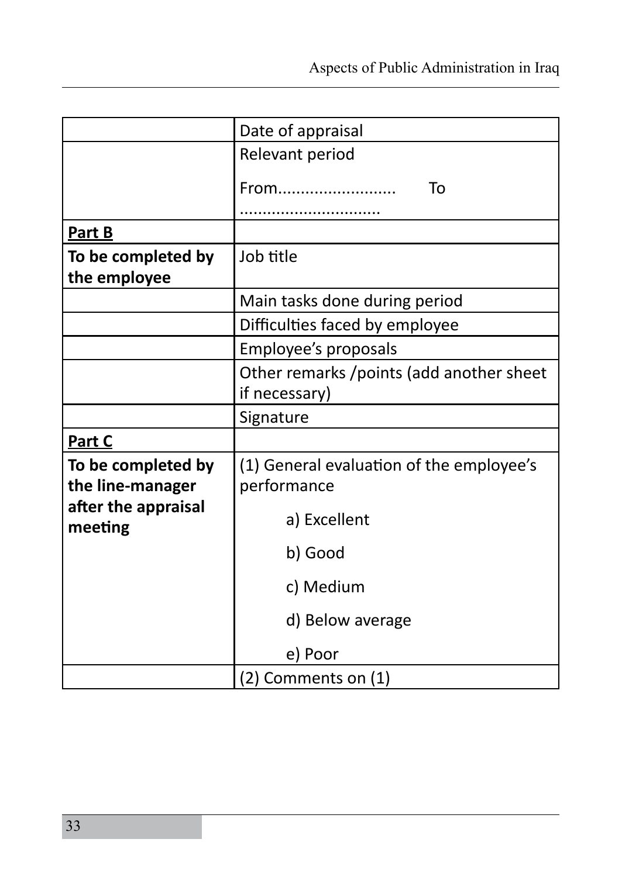| | Date of appraisal |
|---|---|
| | Relevant period<br>From.......................... To ............................... |
| **<u>Part B</u>** | |
| **To be completed by the employee** | Job title |
| | Main tasks done during period |
| | Difficulties faced by employee |
| | Employee's proposals |
| | Other remarks /points (add another sheet if necessary) |
| | Signature |
| **<u>Part C</u>** | |
| **To be completed by the line-manager after the appraisal meeting** | (1) General evaluation of the employee's performance<br>a) Excellent<br>b) Good<br>c) Medium<br>d) Below average<br>e) Poor |
| | (2) Comments on (1) |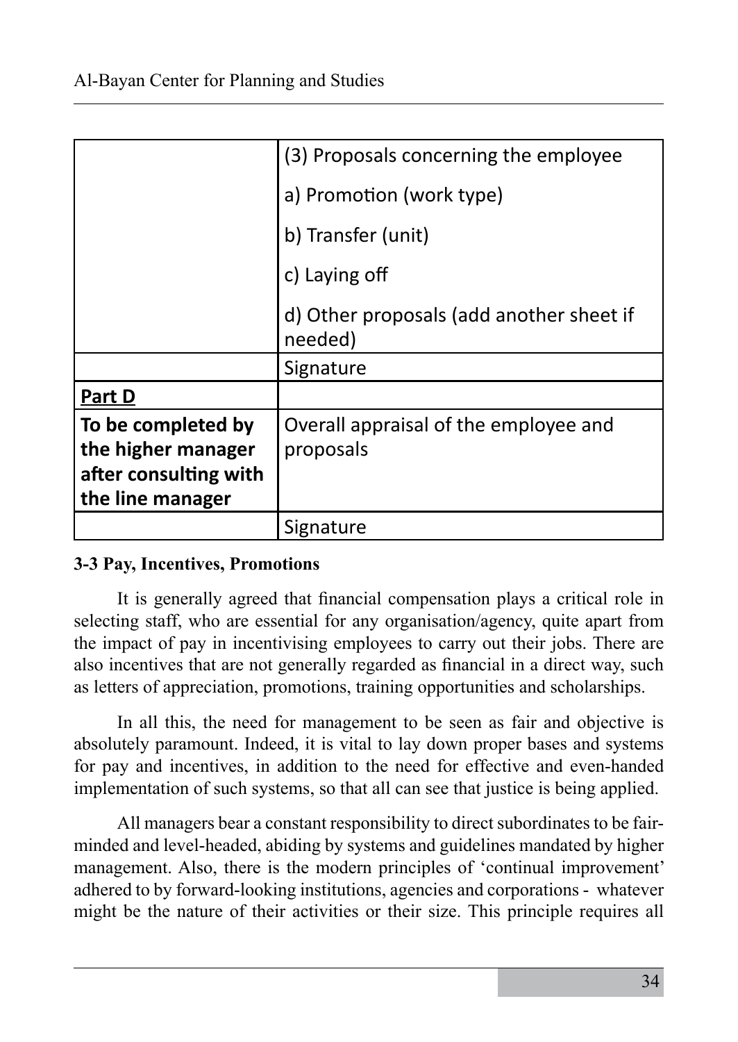| | |
|---|---|
| | (3) Proposals concerning the employee<br>a) Promotion (work type)<br>b) Transfer (unit)<br>c) Laying off<br>d) Other proposals (add another sheet if needed) |
| | Signature |
| **Part D** | |
| **To be completed by the higher manager after consulting with the line manager** | Overall appraisal of the employee and proposals |
| | Signature |

**3-3 Pay, Incentives, Promotions**

It is generally agreed that financial compensation plays a critical role in selecting staff, who are essential for any organisation/agency, quite apart from the impact of pay in incentivising employees to carry out their jobs. There are also incentives that are not generally regarded as financial in a direct way, such as letters of appreciation, promotions, training opportunities and scholarships.

In all this, the need for management to be seen as fair and objective is absolutely paramount. Indeed, it is vital to lay down proper bases and systems for pay and incentives, in addition to the need for effective and even-handed implementation of such systems, so that all can see that justice is being applied.

All managers bear a constant responsibility to direct subordinates to be fair-minded and level-headed, abiding by systems and guidelines mandated by higher management. Also, there is the modern principles of 'continual improvement' adhered to by forward-looking institutions, agencies and corporations - whatever might be the nature of their activities or their size. This principle requires all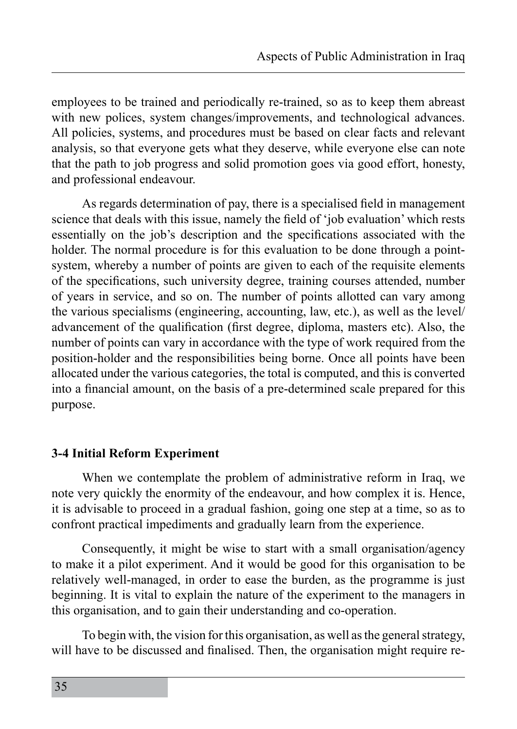employees to be trained and periodically re-trained, so as to keep them abreast with new polices, system changes/improvements, and technological advances. All policies, systems, and procedures must be based on clear facts and relevant analysis, so that everyone gets what they deserve, while everyone else can note that the path to job progress and solid promotion goes via good effort, honesty, and professional endeavour.

As regards determination of pay, there is a specialised field in management science that deals with this issue, namely the field of 'job evaluation' which rests essentially on the job's description and the specifications associated with the holder. The normal procedure is for this evaluation to be done through a point-system, whereby a number of points are given to each of the requisite elements of the specifications, such university degree, training courses attended, number of years in service, and so on. The number of points allotted can vary among the various specialisms (engineering, accounting, law, etc.), as well as the level/ advancement of the qualification (first degree, diploma, masters etc). Also, the number of points can vary in accordance with the type of work required from the position-holder and the responsibilities being borne. Once all points have been allocated under the various categories, the total is computed, and this is converted into a financial amount, on the basis of a pre-determined scale prepared for this purpose.

### 3-4 Initial Reform Experiment

When we contemplate the problem of administrative reform in Iraq, we note very quickly the enormity of the endeavour, and how complex it is. Hence, it is advisable to proceed in a gradual fashion, going one step at a time, so as to confront practical impediments and gradually learn from the experience.

Consequently, it might be wise to start with a small organisation/agency to make it a pilot experiment. And it would be good for this organisation to be relatively well-managed, in order to ease the burden, as the programme is just beginning. It is vital to explain the nature of the experiment to the managers in this organisation, and to gain their understanding and co-operation.

To begin with, the vision for this organisation, as well as the general strategy, will have to be discussed and finalised. Then, the organisation might require re-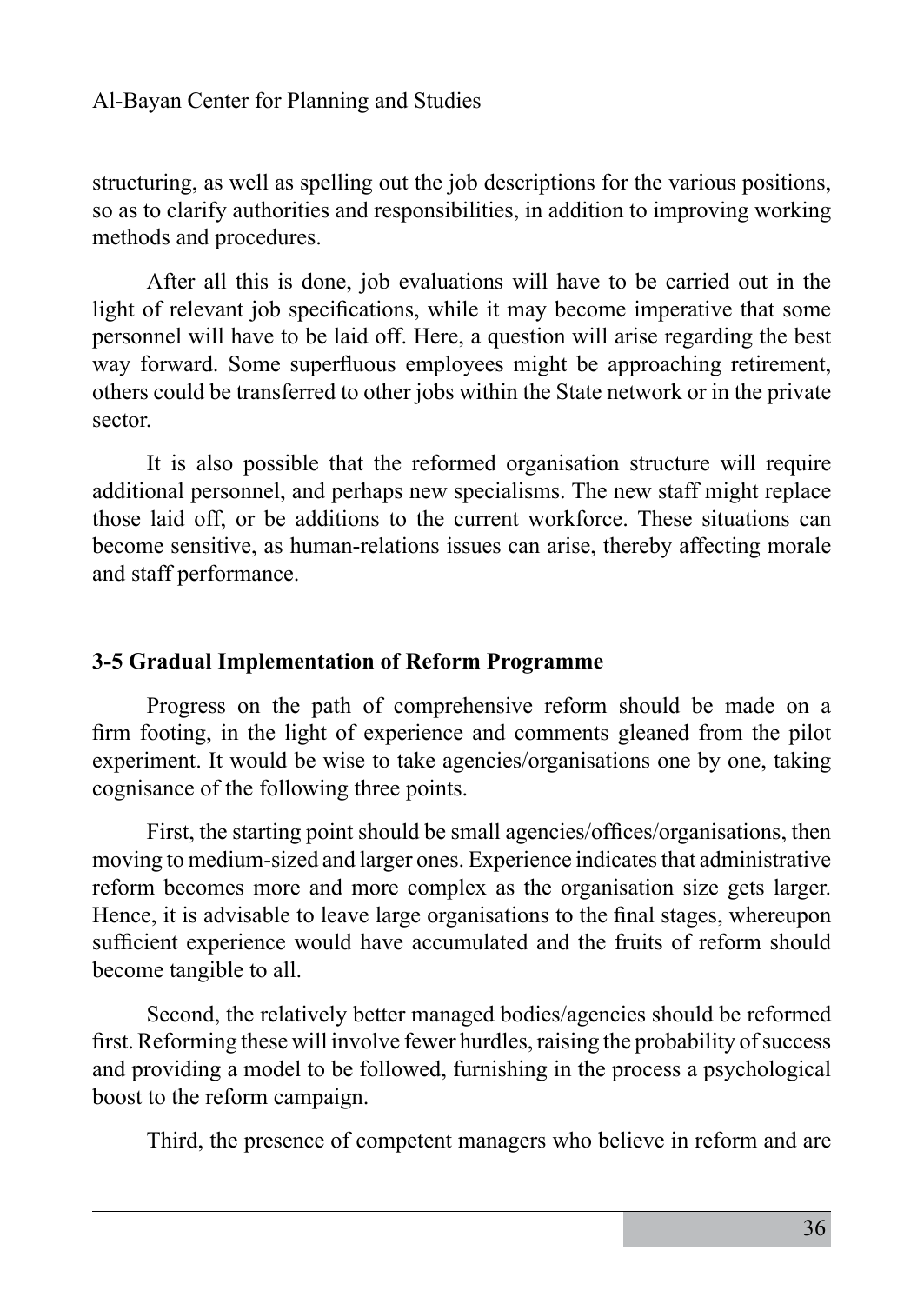structuring, as well as spelling out the job descriptions for the various positions, so as to clarify authorities and responsibilities, in addition to improving working methods and procedures.

After all this is done, job evaluations will have to be carried out in the light of relevant job specifications, while it may become imperative that some personnel will have to be laid off. Here, a question will arise regarding the best way forward. Some superfluous employees might be approaching retirement, others could be transferred to other jobs within the State network or in the private sector.

It is also possible that the reformed organisation structure will require additional personnel, and perhaps new specialisms. The new staff might replace those laid off, or be additions to the current workforce. These situations can become sensitive, as human-relations issues can arise, thereby affecting morale and staff performance.

### 3-5 Gradual Implementation of Reform Programme

Progress on the path of comprehensive reform should be made on a firm footing, in the light of experience and comments gleaned from the pilot experiment. It would be wise to take agencies/organisations one by one, taking cognisance of the following three points.

First, the starting point should be small agencies/offices/organisations, then moving to medium-sized and larger ones. Experience indicates that administrative reform becomes more and more complex as the organisation size gets larger. Hence, it is advisable to leave large organisations to the final stages, whereupon sufficient experience would have accumulated and the fruits of reform should become tangible to all.

Second, the relatively better managed bodies/agencies should be reformed first. Reforming these will involve fewer hurdles, raising the probability of success and providing a model to be followed, furnishing in the process a psychological boost to the reform campaign.

Third, the presence of competent managers who believe in reform and are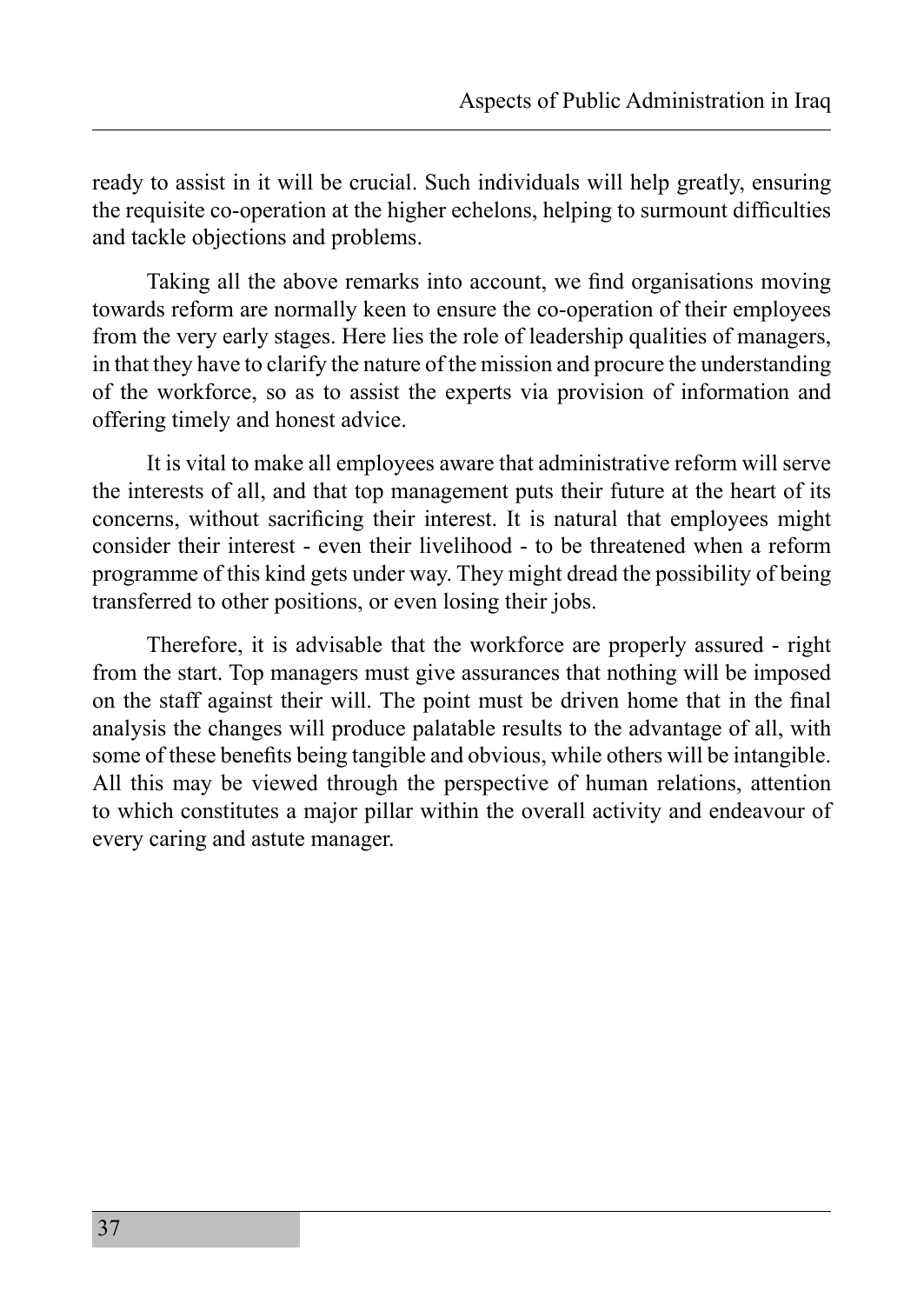ready to assist in it will be crucial. Such individuals will help greatly, ensuring the requisite co-operation at the higher echelons, helping to surmount difficulties and tackle objections and problems.

Taking all the above remarks into account, we find organisations moving towards reform are normally keen to ensure the co-operation of their employees from the very early stages. Here lies the role of leadership qualities of managers, in that they have to clarify the nature of the mission and procure the understanding of the workforce, so as to assist the experts via provision of information and offering timely and honest advice.

It is vital to make all employees aware that administrative reform will serve the interests of all, and that top management puts their future at the heart of its concerns, without sacrificing their interest. It is natural that employees might consider their interest - even their livelihood - to be threatened when a reform programme of this kind gets under way. They might dread the possibility of being transferred to other positions, or even losing their jobs.

Therefore, it is advisable that the workforce are properly assured - right from the start. Top managers must give assurances that nothing will be imposed on the staff against their will. The point must be driven home that in the final analysis the changes will produce palatable results to the advantage of all, with some of these benefits being tangible and obvious, while others will be intangible. All this may be viewed through the perspective of human relations, attention to which constitutes a major pillar within the overall activity and endeavour of every caring and astute manager.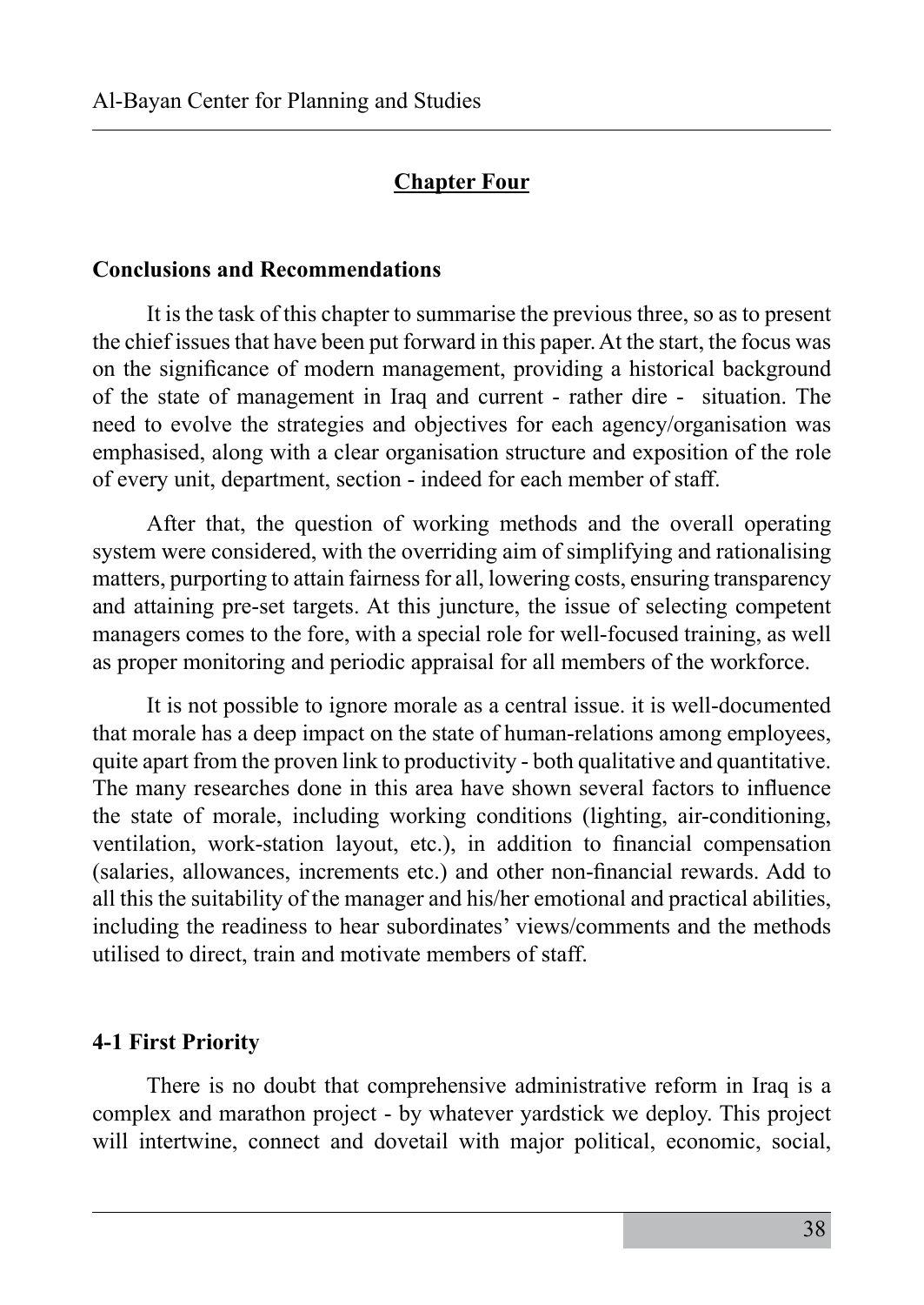## Chapter Four

### Conclusions and Recommendations

It is the task of this chapter to summarise the previous three, so as to present the chief issues that have been put forward in this paper. At the start, the focus was on the significance of modern management, providing a historical background of the state of management in Iraq and current - rather dire - situation. The need to evolve the strategies and objectives for each agency/organisation was emphasised, along with a clear organisation structure and exposition of the role of every unit, department, section - indeed for each member of staff.

After that, the question of working methods and the overall operating system were considered, with the overriding aim of simplifying and rationalising matters, purporting to attain fairness for all, lowering costs, ensuring transparency and attaining pre-set targets. At this juncture, the issue of selecting competent managers comes to the fore, with a special role for well-focused training, as well as proper monitoring and periodic appraisal for all members of the workforce.

It is not possible to ignore morale as a central issue. it is well-documented that morale has a deep impact on the state of human-relations among employees, quite apart from the proven link to productivity - both qualitative and quantitative. The many researches done in this area have shown several factors to influence the state of morale, including working conditions (lighting, air-conditioning, ventilation, work-station layout, etc.), in addition to financial compensation (salaries, allowances, increments etc.) and other non-financial rewards. Add to all this the suitability of the manager and his/her emotional and practical abilities, including the readiness to hear subordinates' views/comments and the methods utilised to direct, train and motivate members of staff.

### 4-1 First Priority

There is no doubt that comprehensive administrative reform in Iraq is a complex and marathon project - by whatever yardstick we deploy. This project will intertwine, connect and dovetail with major political, economic, social,